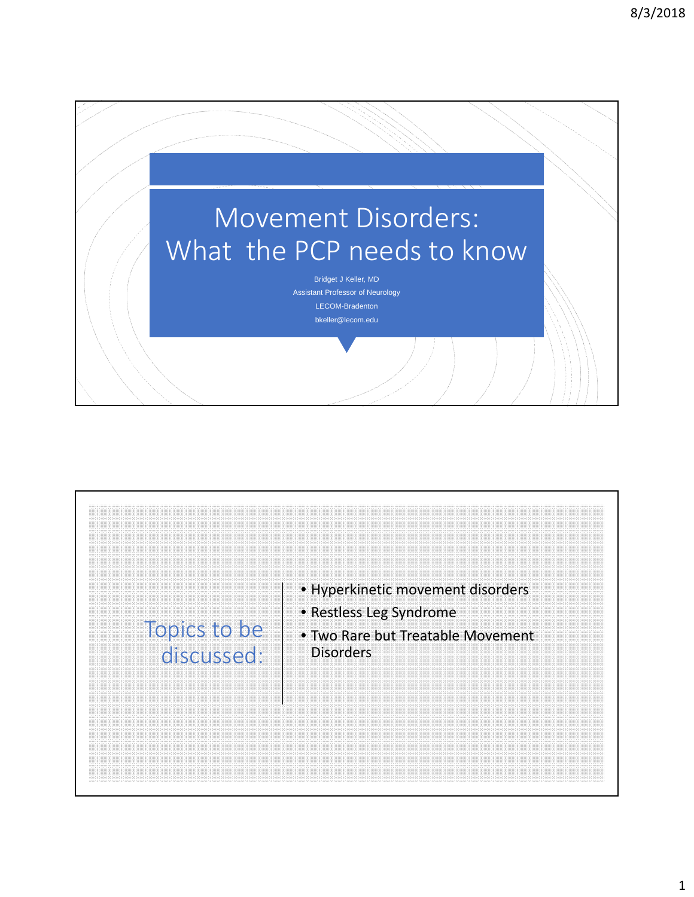# Movement Disorders: What the PCP needs to know

Bridget J Keller, MD

Assistant Professor of Neurology

LECOM-Bradenton

bkeller@lecom.edu

## Topics to be discussed:

- Hyperkinetic movement disorders
- Restless Leg Syndrome
- Two Rare but Treatable Movement Disorders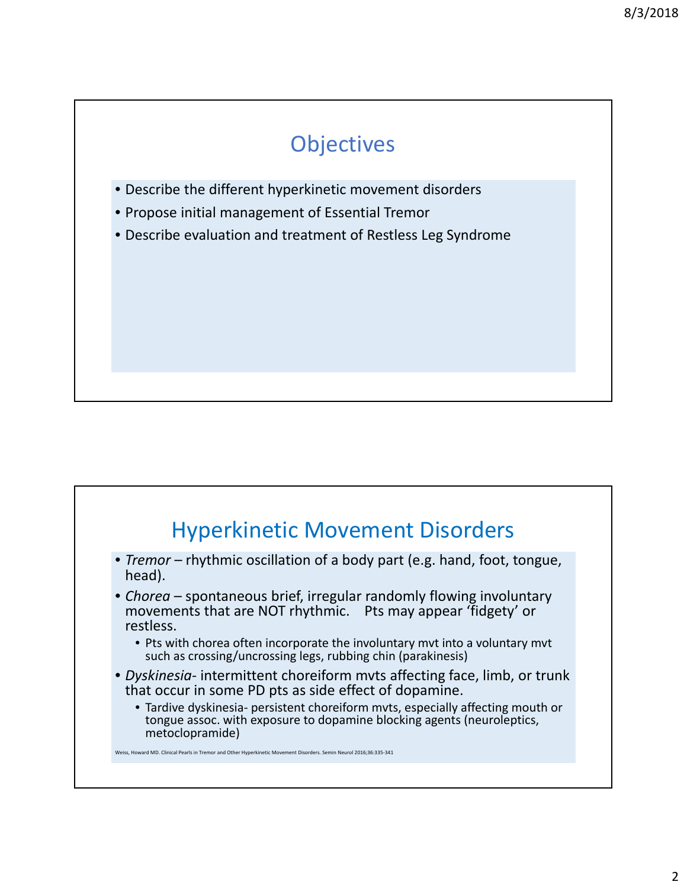# Objectives

- Describe the different hyperkinetic movement disorders
- Propose initial management of Essential Tremor
- Describe evaluation and treatment of Restless Leg Syndrome

# Hyperkinetic Movement Disorders

- *Tremor* – rhythmic oscillation of a body part (e.g. hand, foot, tongue, head).
- *Chorea* – spontaneous brief, irregular randomly flowing involuntary movements that are NOT rhythmic. Pts may appear 'fidgety' or restless.
  - Pts with chorea often incorporate the involuntary mvt into a voluntary mvt such as crossing/uncrossing legs, rubbing chin (parakinesis)
- *Dyskinesia*- intermittent choreiform mvts affecting face, limb, or trunk that occur in some PD pts as side effect of dopamine.
  - Tardive dyskinesia- persistent choreiform mvts, especially affecting mouth or tongue assoc. with exposure to dopamine blocking agents (neuroleptics, metoclopramide)

Weiss, Howard MD. Clinical Pearls in Tremor and Other Hyperkinetic Movement Disorders. Semin Neurol 2016;36:335-341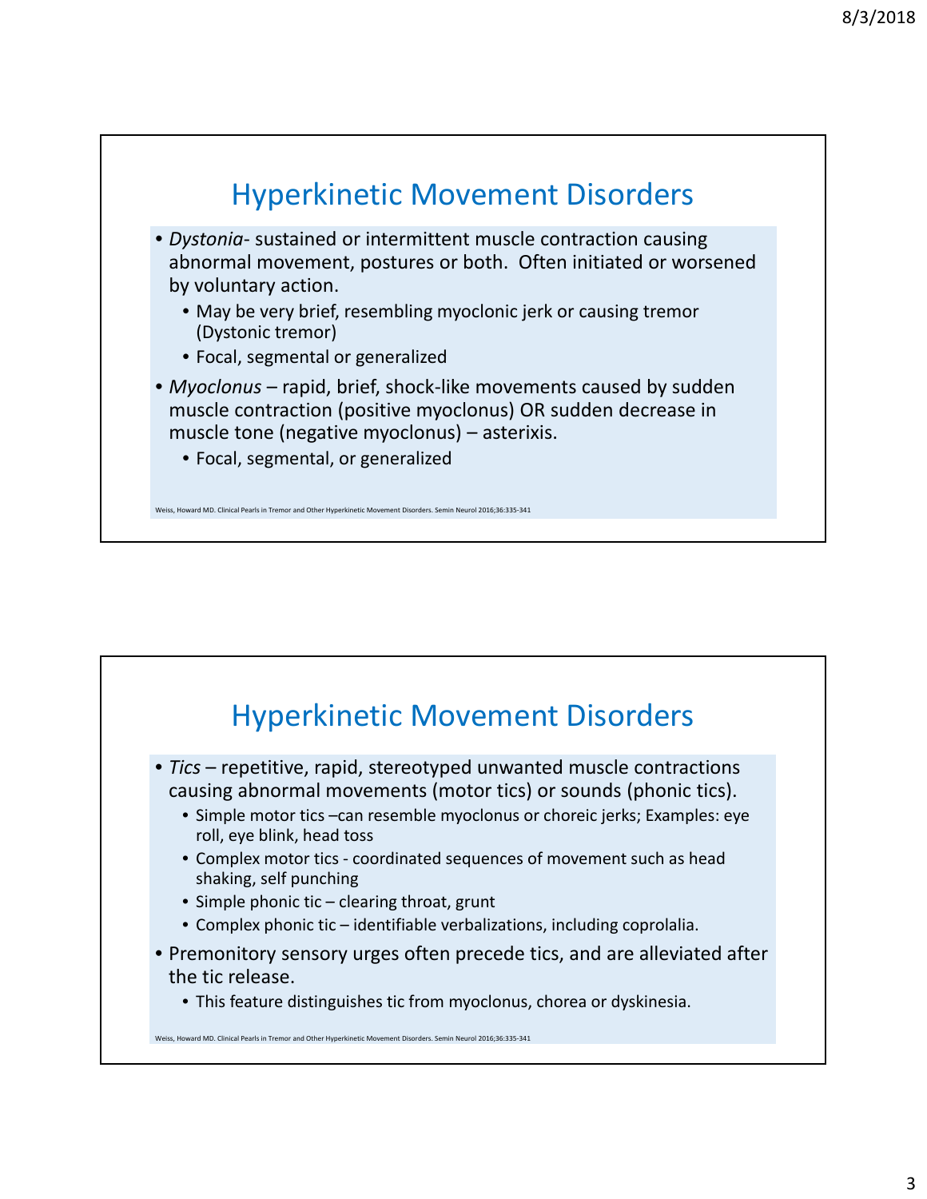## Hyperkinetic Movement Disorders

- *Dystonia*- sustained or intermittent muscle contraction causing abnormal movement, postures or both. Often initiated or worsened by voluntary action.
  - May be very brief, resembling myoclonic jerk or causing tremor (Dystonic tremor)
  - Focal, segmental or generalized
- *Myoclonus* – rapid, brief, shock-like movements caused by sudden muscle contraction (positive myoclonus) OR sudden decrease in muscle tone (negative myoclonus) – asterixis.
  - Focal, segmental, or generalized

Weiss, Howard MD. Clinical Pearls in Tremor and Other Hyperkinetic Movement Disorders. Semin Neurol 2016;36:335-341

## Hyperkinetic Movement Disorders

- *Tics* – repetitive, rapid, stereotyped unwanted muscle contractions causing abnormal movements (motor tics) or sounds (phonic tics).
  - Simple motor tics –can resemble myoclonus or choreic jerks; Examples: eye roll, eye blink, head toss
  - Complex motor tics - coordinated sequences of movement such as head shaking, self punching
  - Simple phonic tic – clearing throat, grunt
  - Complex phonic tic – identifiable verbalizations, including coprolalia.
- Premonitory sensory urges often precede tics, and are alleviated after the tic release.
  - This feature distinguishes tic from myoclonus, chorea or dyskinesia.

Weiss, Howard MD. Clinical Pearls in Tremor and Other Hyperkinetic Movement Disorders. Semin Neurol 2016;36:335-341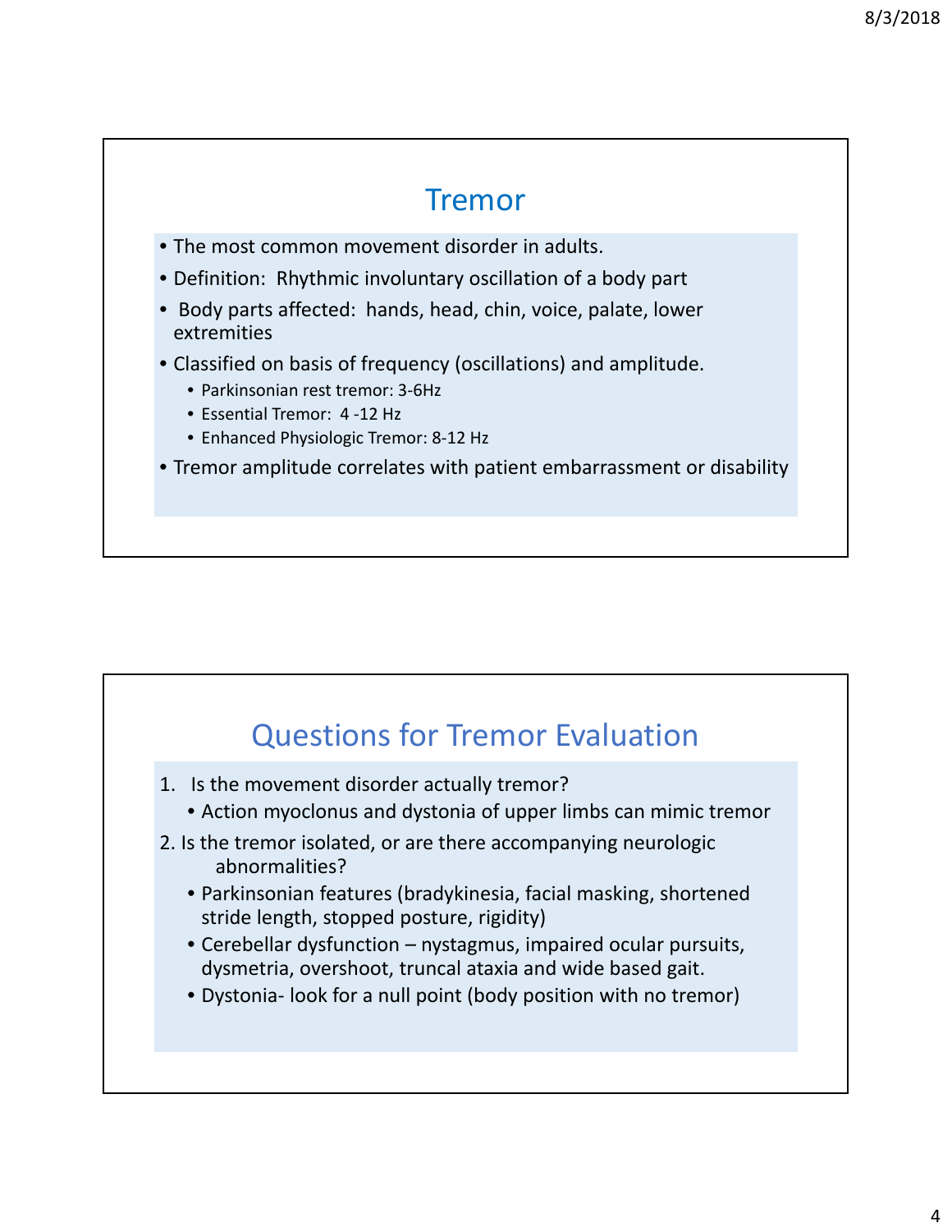## Tremor

- The most common movement disorder in adults.
- Definition: Rhythmic involuntary oscillation of a body part
- Body parts affected: hands, head, chin, voice, palate, lower extremities
- Classified on basis of frequency (oscillations) and amplitude.
  - Parkinsonian rest tremor: 3-6Hz
  - Essential Tremor: 4 -12 Hz
  - Enhanced Physiologic Tremor: 8-12 Hz
- Tremor amplitude correlates with patient embarrassment or disability

## Questions for Tremor Evaluation

1. Is the movement disorder actually tremor?
   - Action myoclonus and dystonia of upper limbs can mimic tremor
2. Is the tremor isolated, or are there accompanying neurologic abnormalities?
   - Parkinsonian features (bradykinesia, facial masking, shortened stride length, stopped posture, rigidity)
   - Cerebellar dysfunction – nystagmus, impaired ocular pursuits, dysmetria, overshoot, truncal ataxia and wide based gait.
   - Dystonia- look for a null point (body position with no tremor)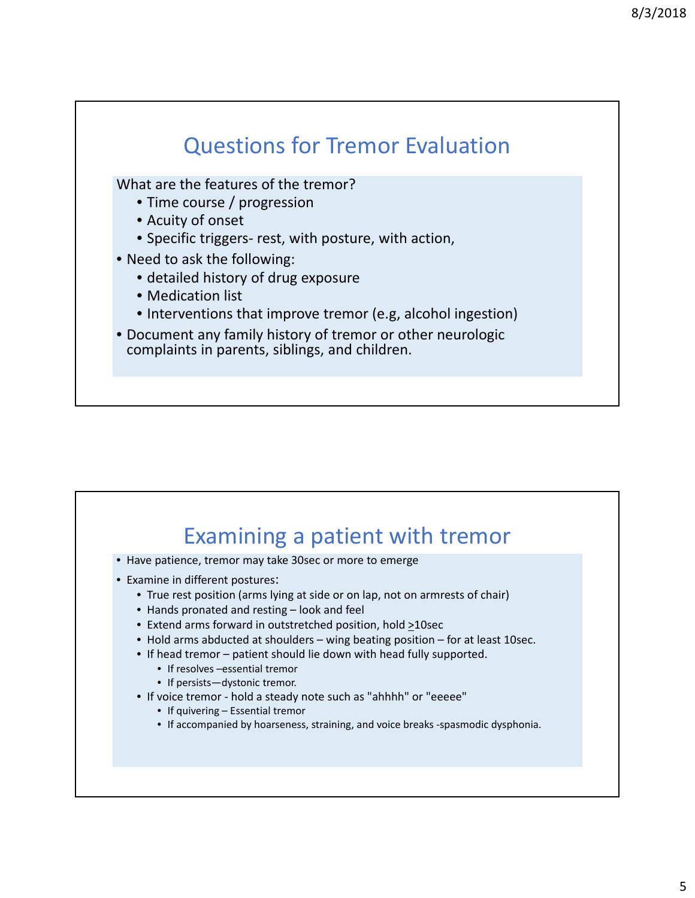## Questions for Tremor Evaluation

What are the features of the tremor?

- Time course / progression
- Acuity of onset
- Specific triggers- rest, with posture, with action,

- Need to ask the following:
  - detailed history of drug exposure
  - Medication list
  - Interventions that improve tremor (e.g, alcohol ingestion)
- Document any family history of tremor or other neurologic complaints in parents, siblings, and children.

## Examining a patient with tremor

- Have patience, tremor may take 30sec or more to emerge
- Examine in different postures:
  - True rest position (arms lying at side or on lap, not on armrests of chair)
  - Hands pronated and resting – look and feel
  - Extend arms forward in outstretched position, hold $\geq$10sec
  - Hold arms abducted at shoulders – wing beating position – for at least 10sec.
  - If head tremor – patient should lie down with head fully supported.
    - If resolves –essential tremor
    - If persists—dystonic tremor.
  - If voice tremor - hold a steady note such as "ahhhh" or "eeeee"
    - If quivering – Essential tremor
    - If accompanied by hoarseness, straining, and voice breaks -spasmodic dysphonia.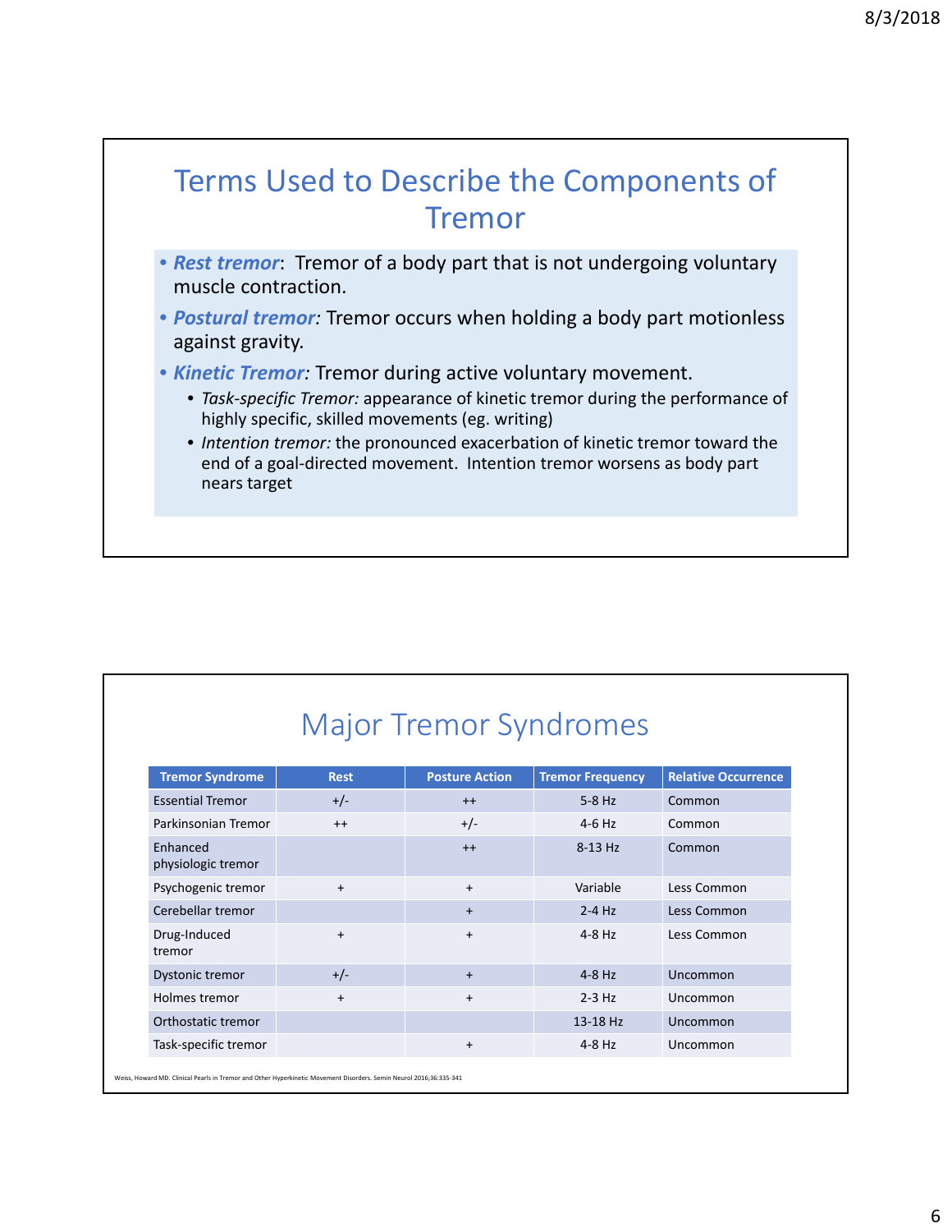## Terms Used to Describe the Components of Tremor

- ***Rest tremor***: Tremor of a body part that is not undergoing voluntary muscle contraction.
- ***Postural tremor:*** Tremor occurs when holding a body part motionless against gravity.
- ***Kinetic Tremor:*** Tremor during active voluntary movement.
  - *Task-specific Tremor:* appearance of kinetic tremor during the performance of highly specific, skilled movements (eg. writing)
  - *Intention tremor:* the pronounced exacerbation of kinetic tremor toward the end of a goal-directed movement. Intention tremor worsens as body part nears target

## Major Tremor Syndromes

| Tremor Syndrome | Rest | Posture Action | Tremor Frequency | Relative Occurrence |
|---|---|---|---|---|
| Essential Tremor | +/- | ++ | 5-8 Hz | Common |
| Parkinsonian Tremor | ++ | +/- | 4-6 Hz | Common |
| Enhanced physiologic tremor | | ++ | 8-13 Hz | Common |
| Psychogenic tremor | + | + | Variable | Less Common |
| Cerebellar tremor | | + | 2-4 Hz | Less Common |
| Drug-Induced tremor | + | + | 4-8 Hz | Less Common |
| Dystonic tremor | +/- | + | 4-8 Hz | Uncommon |
| Holmes tremor | + | + | 2-3 Hz | Uncommon |
| Orthostatic tremor | | | 13-18 Hz | Uncommon |
| Task-specific tremor | | + | 4-8 Hz | Uncommon |

Weiss, Howard MD. Clinical Pearls in Tremor and Other Hyperkinetic Movement Disorders. Semin Neurol 2016;36:335-341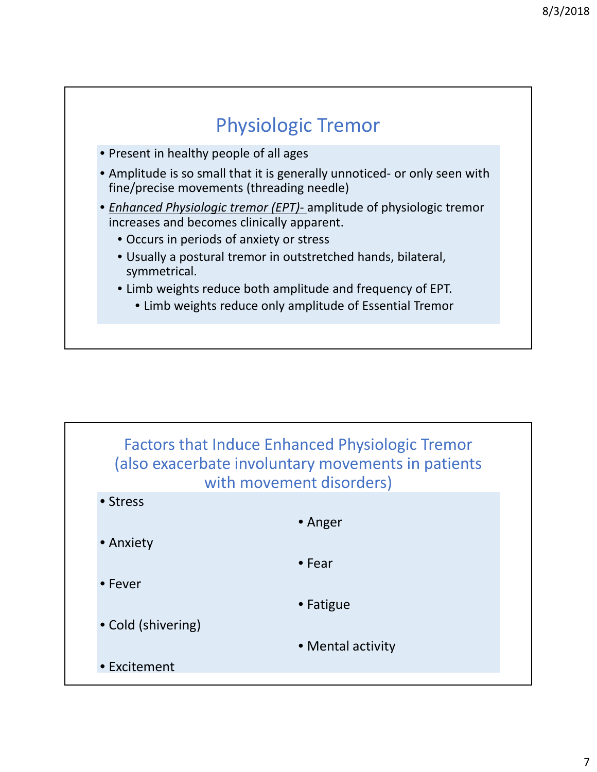## Physiologic Tremor

- Present in healthy people of all ages
- Amplitude is so small that it is generally unnoticed- or only seen with fine/precise movements (threading needle)
- ***Enhanced Physiologic tremor (EPT)-*** amplitude of physiologic tremor increases and becomes clinically apparent.
  - Occurs in periods of anxiety or stress
  - Usually a postural tremor in outstretched hands, bilateral, symmetrical.
  - Limb weights reduce both amplitude and frequency of EPT.
    - Limb weights reduce only amplitude of Essential Tremor

## Factors that Induce Enhanced Physiologic Tremor (also exacerbate involuntary movements in patients with movement disorders)

- Stress
- Anger
- Anxiety
- Fear
- Fever
- Fatigue
- Cold (shivering)
- Mental activity
- Excitement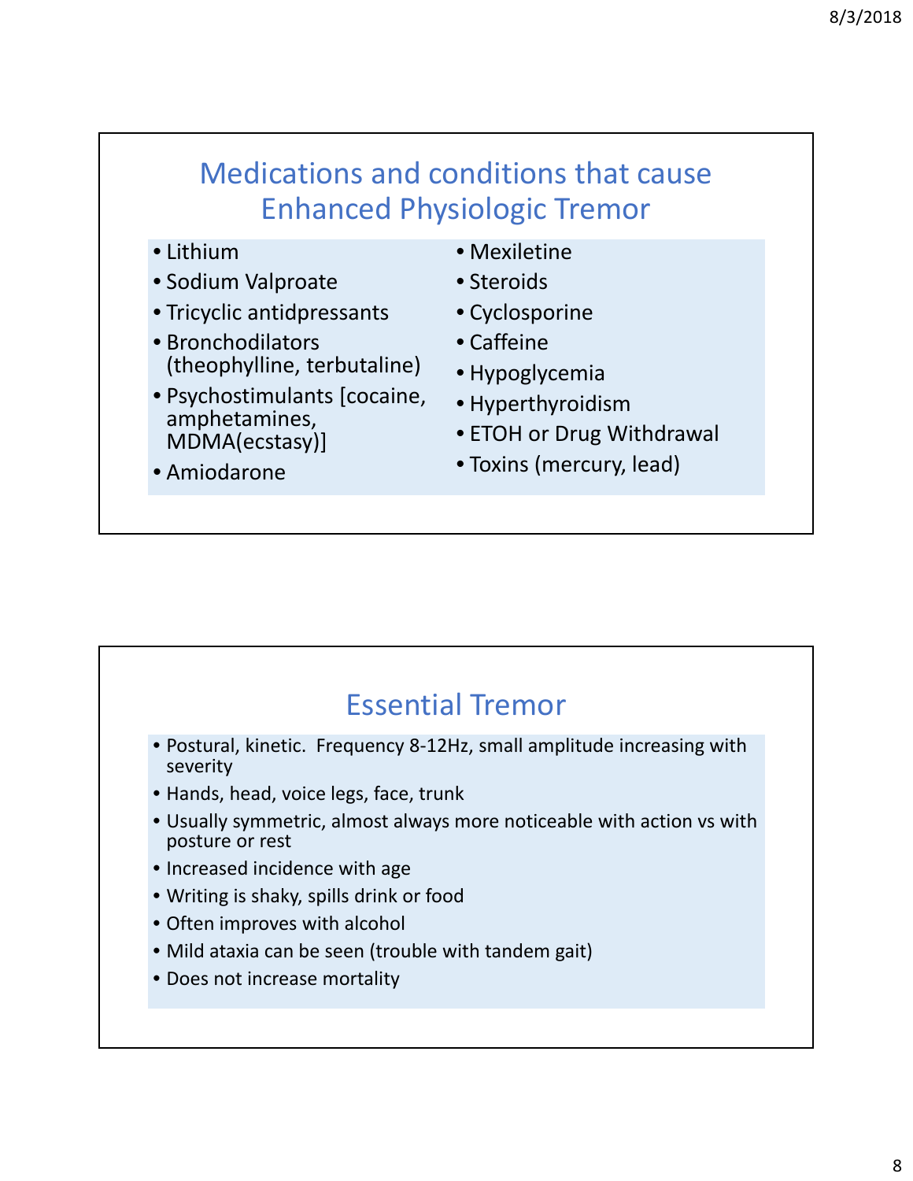## Medications and conditions that cause Enhanced Physiologic Tremor

- Lithium
- Sodium Valproate
- Tricyclic antidpressants
- Bronchodilators (theophylline, terbutaline)
- Psychostimulants [cocaine, amphetamines, MDMA(ecstasy)]
- Amiodarone
- Mexiletine
- Steroids
- Cyclosporine
- Caffeine
- Hypoglycemia
- Hyperthyroidism
- ETOH or Drug Withdrawal
- Toxins (mercury, lead)

## Essential Tremor

- Postural, kinetic. Frequency 8-12Hz, small amplitude increasing with severity
- Hands, head, voice legs, face, trunk
- Usually symmetric, almost always more noticeable with action vs with posture or rest
- Increased incidence with age
- Writing is shaky, spills drink or food
- Often improves with alcohol
- Mild ataxia can be seen (trouble with tandem gait)
- Does not increase mortality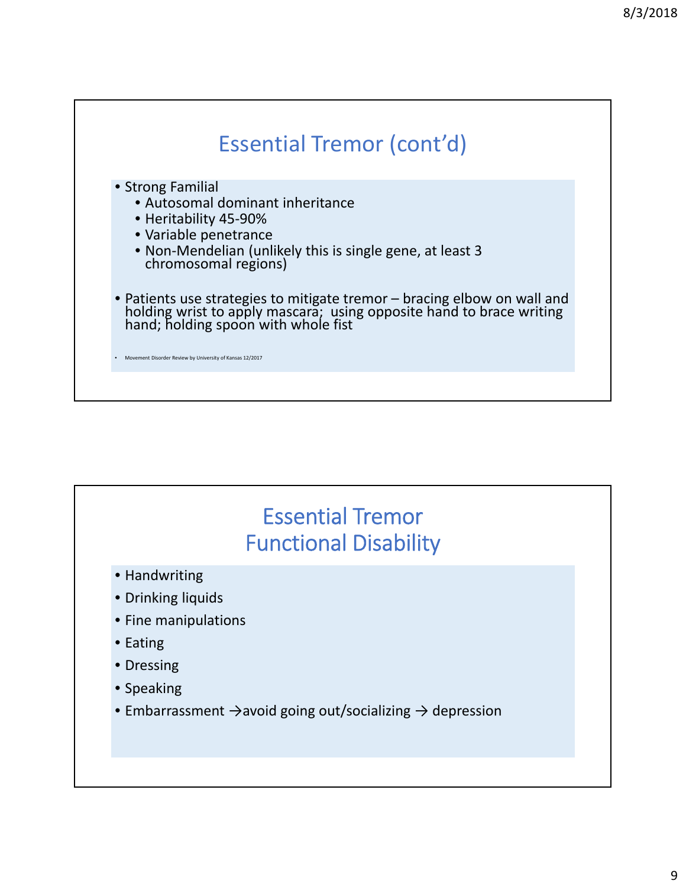## Essential Tremor (cont'd)

- Strong Familial
  - Autosomal dominant inheritance
  - Heritability 45-90%
  - Variable penetrance
  - Non-Mendelian (unlikely this is single gene, at least 3 chromosomal regions)
- Patients use strategies to mitigate tremor – bracing elbow on wall and holding wrist to apply mascara; using opposite hand to brace writing hand; holding spoon with whole fist

- Movement Disorder Review by University of Kansas 12/2017

## Essential Tremor Functional Disability

- Handwriting
- Drinking liquids
- Fine manipulations
- Eating
- Dressing
- Speaking
- Embarrassment →avoid going out/socializing → depression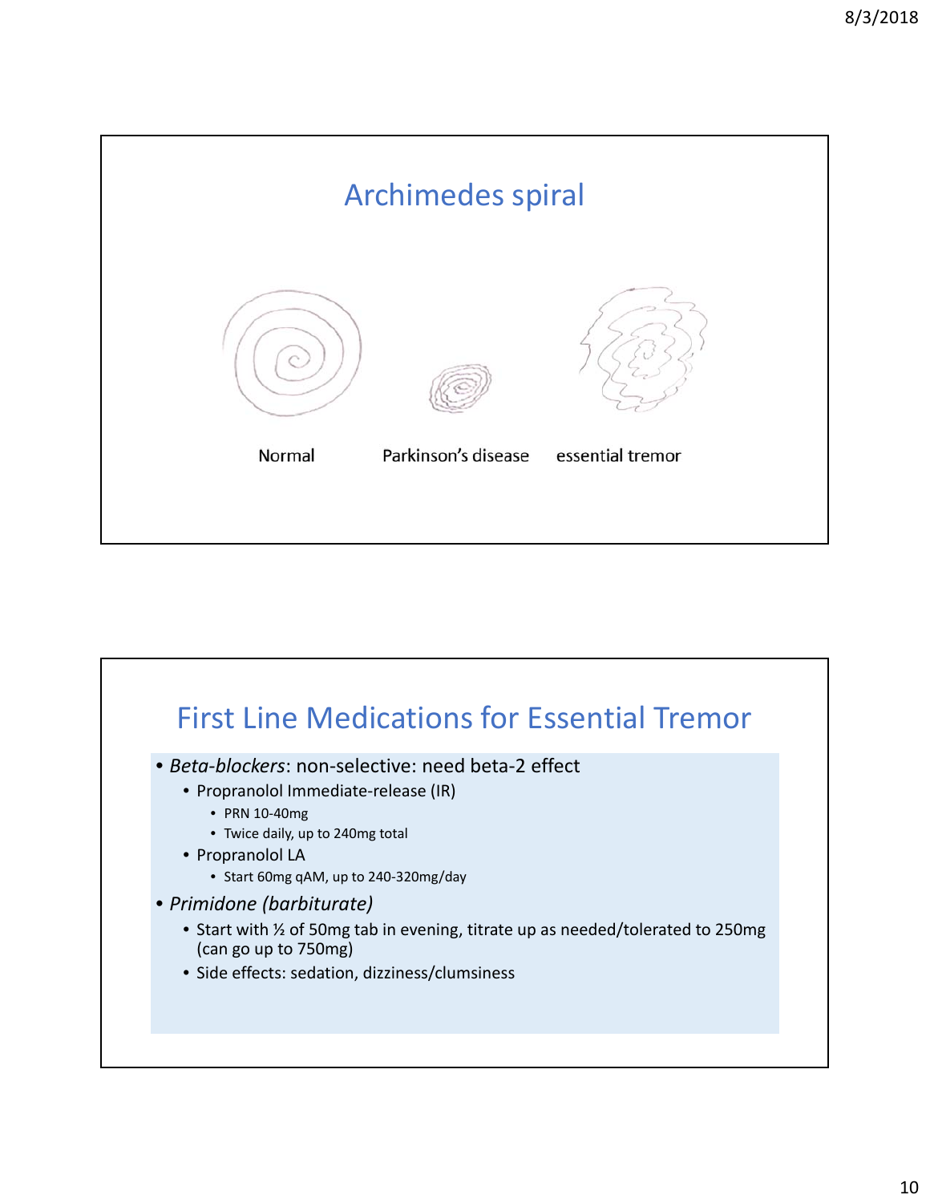## Archimedes spiral

Normal    Parkinson's disease    essential tremor

## First Line Medications for Essential Tremor

- *Beta-blockers*: non-selective: need beta-2 effect
  - Propranolol Immediate-release (IR)
    - PRN 10-40mg
    - Twice daily, up to 240mg total
  - Propranolol LA
    - Start 60mg qAM, up to 240-320mg/day
- *Primidone (barbiturate)*
  - Start with ½ of 50mg tab in evening, titrate up as needed/tolerated to 250mg (can go up to 750mg)
  - Side effects: sedation, dizziness/clumsiness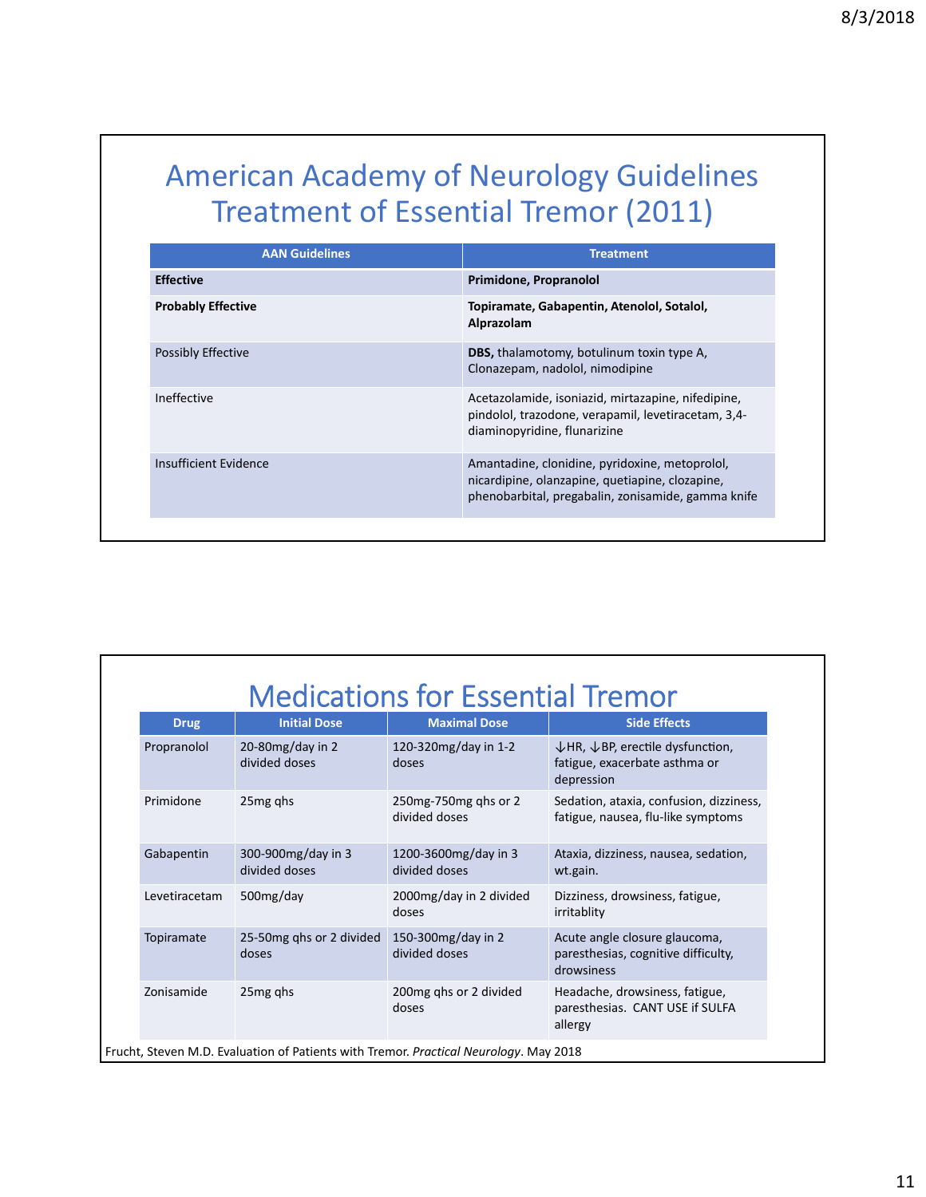# American Academy of Neurology Guidelines Treatment of Essential Tremor (2011)

| AAN Guidelines | Treatment |
|---|---|
| **Effective** | **Primidone, Propranolol** |
| **Probably Effective** | **Topiramate, Gabapentin, Atenolol, Sotalol, Alprazolam** |
| Possibly Effective | **DBS,** thalamotomy, botulinum toxin type A, Clonazepam, nadolol, nimodipine |
| Ineffective | Acetazolamide, isoniazid, mirtazapine, nifedipine, pindolol, trazodone, verapamil, levetiracetam, 3,4-diaminopyridine, flunarizine |
| Insufficient Evidence | Amantadine, clonidine, pyridoxine, metoprolol, nicardipine, olanzapine, quetiapine, clozapine, phenobarbital, pregabalin, zonisamide, gamma knife |

# Medications for Essential Tremor

| Drug | Initial Dose | Maximal Dose | Side Effects |
|---|---|---|---|
| Propranolol | 20-80mg/day in 2 divided doses | 120-320mg/day in 1-2 doses | ↓HR, ↓BP, erectile dysfunction, fatigue, exacerbate asthma or depression |
| Primidone | 25mg qhs | 250mg-750mg qhs or 2 divided doses | Sedation, ataxia, confusion, dizziness, fatigue, nausea, flu-like symptoms |
| Gabapentin | 300-900mg/day in 3 divided doses | 1200-3600mg/day in 3 divided doses | Ataxia, dizziness, nausea, sedation, wt.gain. |
| Levetiracetam | 500mg/day | 2000mg/day in 2 divided doses | Dizziness, drowsiness, fatigue, irritablity |
| Topiramate | 25-50mg qhs or 2 divided doses | 150-300mg/day in 2 divided doses | Acute angle closure glaucoma, paresthesias, cognitive difficulty, drowsiness |
| Zonisamide | 25mg qhs | 200mg qhs or 2 divided doses | Headache, drowsiness, fatigue, paresthesias. CANT USE if SULFA allergy |

Frucht, Steven M.D. Evaluation of Patients with Tremor. *Practical Neurology*. May 2018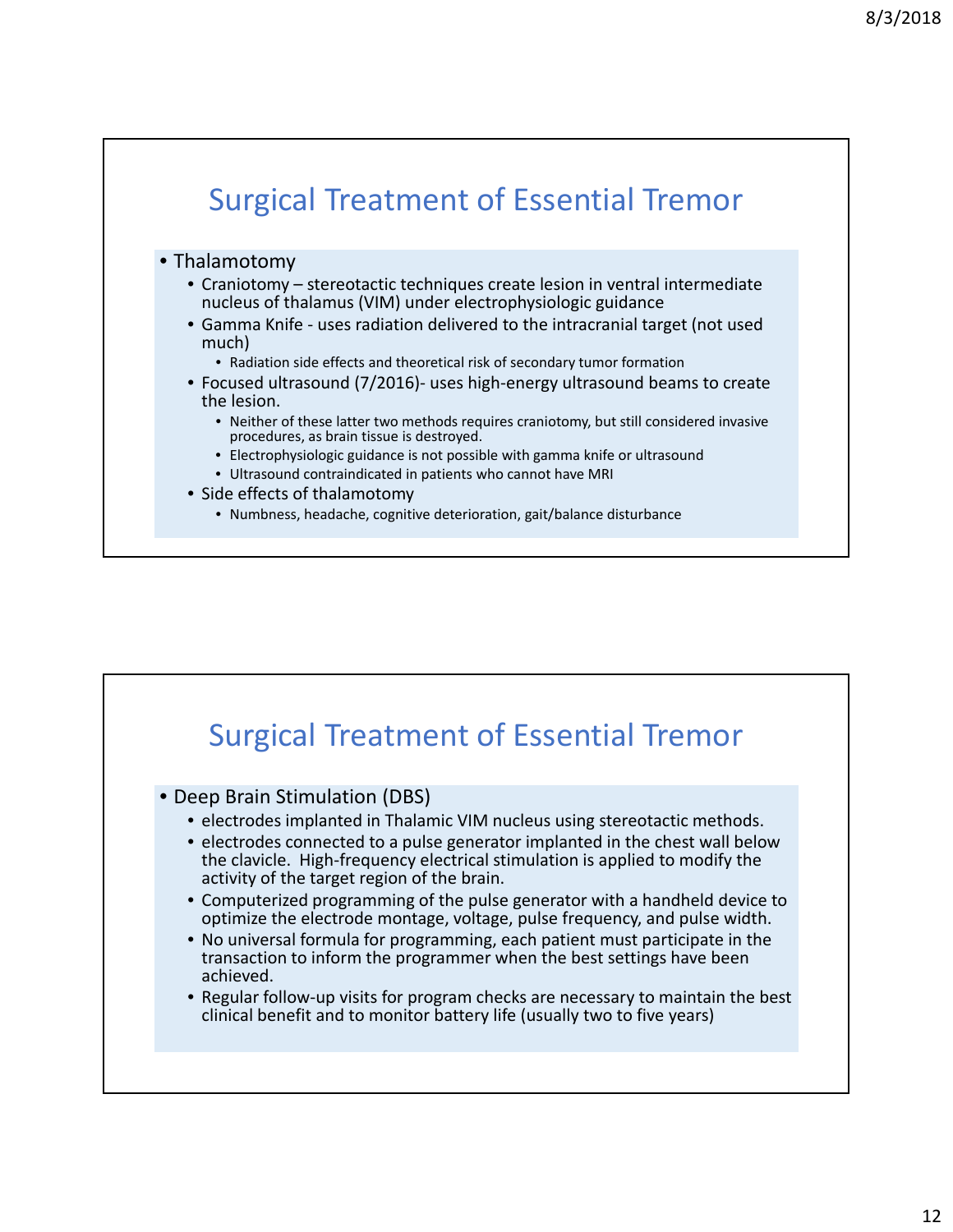## Surgical Treatment of Essential Tremor

- Thalamotomy
  - Craniotomy – stereotactic techniques create lesion in ventral intermediate nucleus of thalamus (VIM) under electrophysiologic guidance
  - Gamma Knife - uses radiation delivered to the intracranial target (not used much)
    - Radiation side effects and theoretical risk of secondary tumor formation
  - Focused ultrasound (7/2016)- uses high-energy ultrasound beams to create the lesion.
    - Neither of these latter two methods requires craniotomy, but still considered invasive procedures, as brain tissue is destroyed.
    - Electrophysiologic guidance is not possible with gamma knife or ultrasound
    - Ultrasound contraindicated in patients who cannot have MRI
  - Side effects of thalamotomy
    - Numbness, headache, cognitive deterioration, gait/balance disturbance

## Surgical Treatment of Essential Tremor

- Deep Brain Stimulation (DBS)
  - electrodes implanted in Thalamic VIM nucleus using stereotactic methods.
  - electrodes connected to a pulse generator implanted in the chest wall below the clavicle. High-frequency electrical stimulation is applied to modify the activity of the target region of the brain.
  - Computerized programming of the pulse generator with a handheld device to optimize the electrode montage, voltage, pulse frequency, and pulse width.
  - No universal formula for programming, each patient must participate in the transaction to inform the programmer when the best settings have been achieved.
  - Regular follow-up visits for program checks are necessary to maintain the best clinical benefit and to monitor battery life (usually two to five years)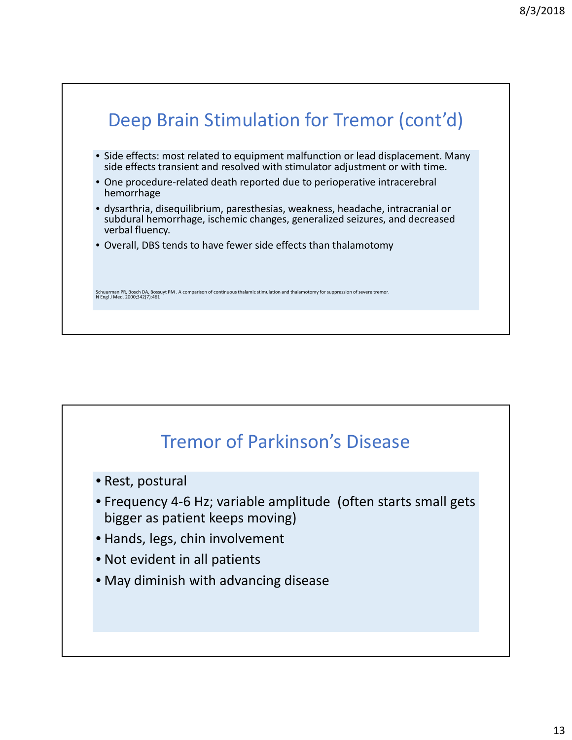## Deep Brain Stimulation for Tremor (cont'd)

- Side effects: most related to equipment malfunction or lead displacement. Many side effects transient and resolved with stimulator adjustment or with time.
- One procedure-related death reported due to perioperative intracerebral hemorrhage
- dysarthria, disequilibrium, paresthesias, weakness, headache, intracranial or subdural hemorrhage, ischemic changes, generalized seizures, and decreased verbal fluency.
- Overall, DBS tends to have fewer side effects than thalamotomy

Schuurman PR, Bosch DA, Bossuyt PM . A comparison of continuous thalamic stimulation and thalamotomy for suppression of severe tremor. N Engl J Med. 2000;342(7):461

## Tremor of Parkinson's Disease

- Rest, postural
- Frequency 4-6 Hz; variable amplitude (often starts small gets bigger as patient keeps moving)
- Hands, legs, chin involvement
- Not evident in all patients
- May diminish with advancing disease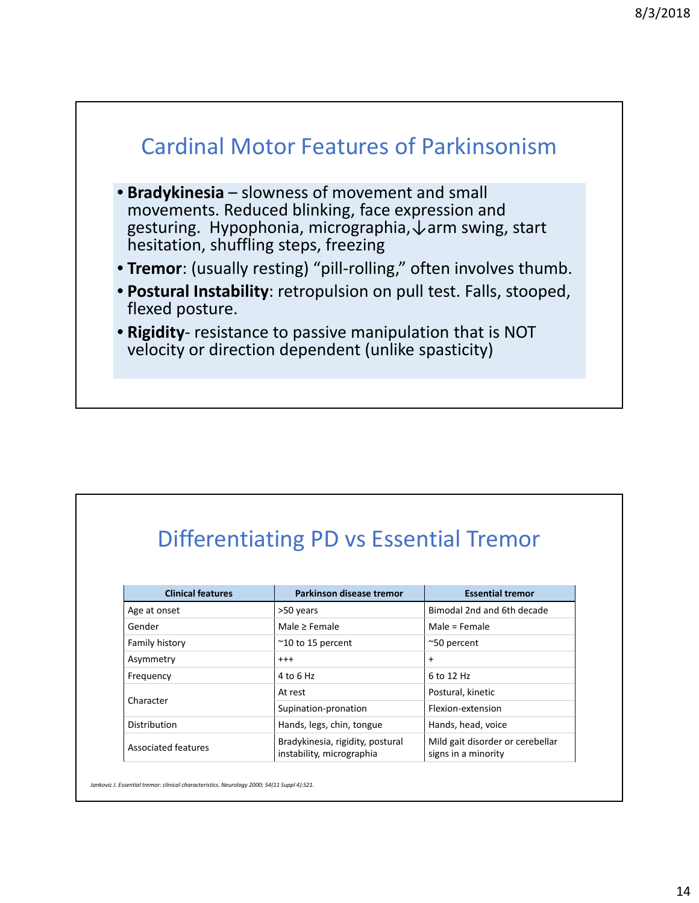## Cardinal Motor Features of Parkinsonism

- **Bradykinesia** – slowness of movement and small movements. Reduced blinking, face expression and gesturing. Hypophonia, micrographia, ↓arm swing, start hesitation, shuffling steps, freezing
- **Tremor**: (usually resting) "pill-rolling," often involves thumb.
- **Postural Instability**: retropulsion on pull test. Falls, stooped, flexed posture.
- **Rigidity**- resistance to passive manipulation that is NOT velocity or direction dependent (unlike spasticity)

## Differentiating PD vs Essential Tremor

| Clinical features | Parkinson disease tremor | Essential tremor |
|---|---|---|
| Age at onset | >50 years | Bimodal 2nd and 6th decade |
| Gender | Male ≥ Female | Male = Female |
| Family history | ~10 to 15 percent | ~50 percent |
| Asymmetry | +++ | + |
| Frequency | 4 to 6 Hz | 6 to 12 Hz |
| Character | At rest | Postural, kinetic |
| | Supination-pronation | Flexion-extension |
| Distribution | Hands, legs, chin, tongue | Hands, head, voice |
| Associated features | Bradykinesia, rigidity, postural instability, micrographia | Mild gait disorder or cerebellar signs in a minority |

*Jankovic J. Essential tremor: clinical characteristics. Neurology 2000; 54(11 Suppl 4):S21.*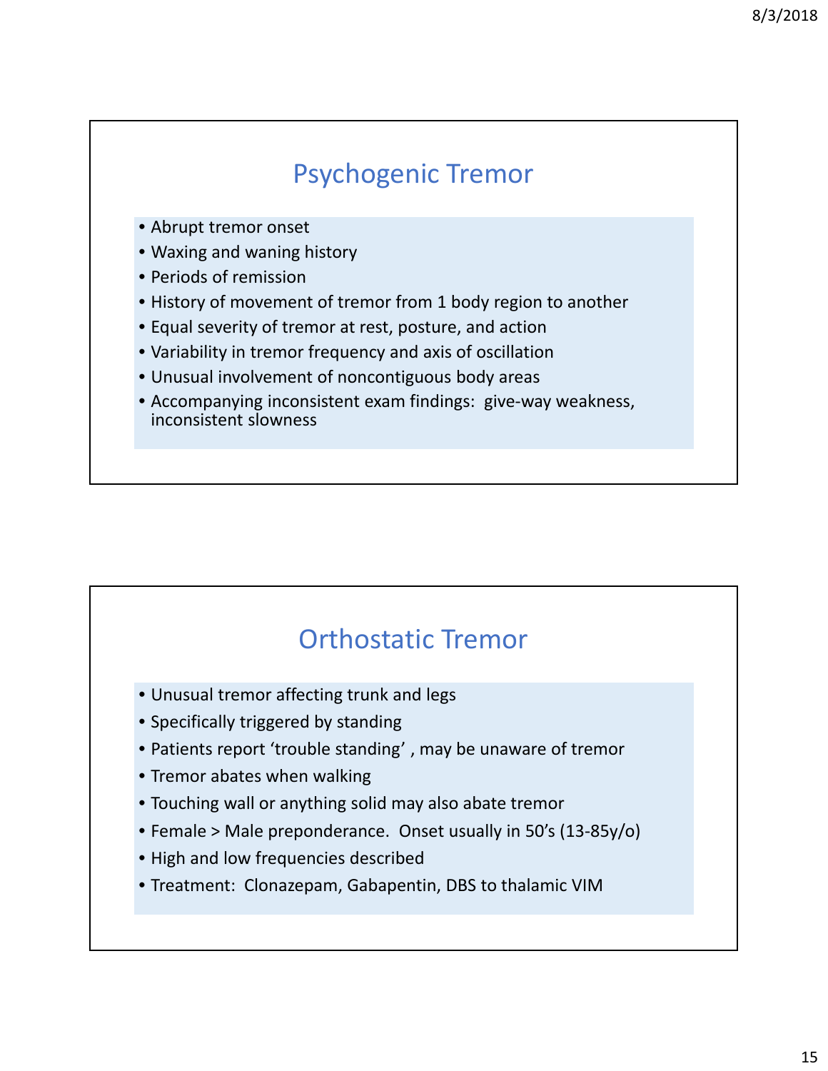## Psychogenic Tremor

- Abrupt tremor onset
- Waxing and waning history
- Periods of remission
- History of movement of tremor from 1 body region to another
- Equal severity of tremor at rest, posture, and action
- Variability in tremor frequency and axis of oscillation
- Unusual involvement of noncontiguous body areas
- Accompanying inconsistent exam findings: give-way weakness, inconsistent slowness

## Orthostatic Tremor

- Unusual tremor affecting trunk and legs
- Specifically triggered by standing
- Patients report 'trouble standing' , may be unaware of tremor
- Tremor abates when walking
- Touching wall or anything solid may also abate tremor
- Female > Male preponderance. Onset usually in 50's (13-85y/o)
- High and low frequencies described
- Treatment: Clonazepam, Gabapentin, DBS to thalamic VIM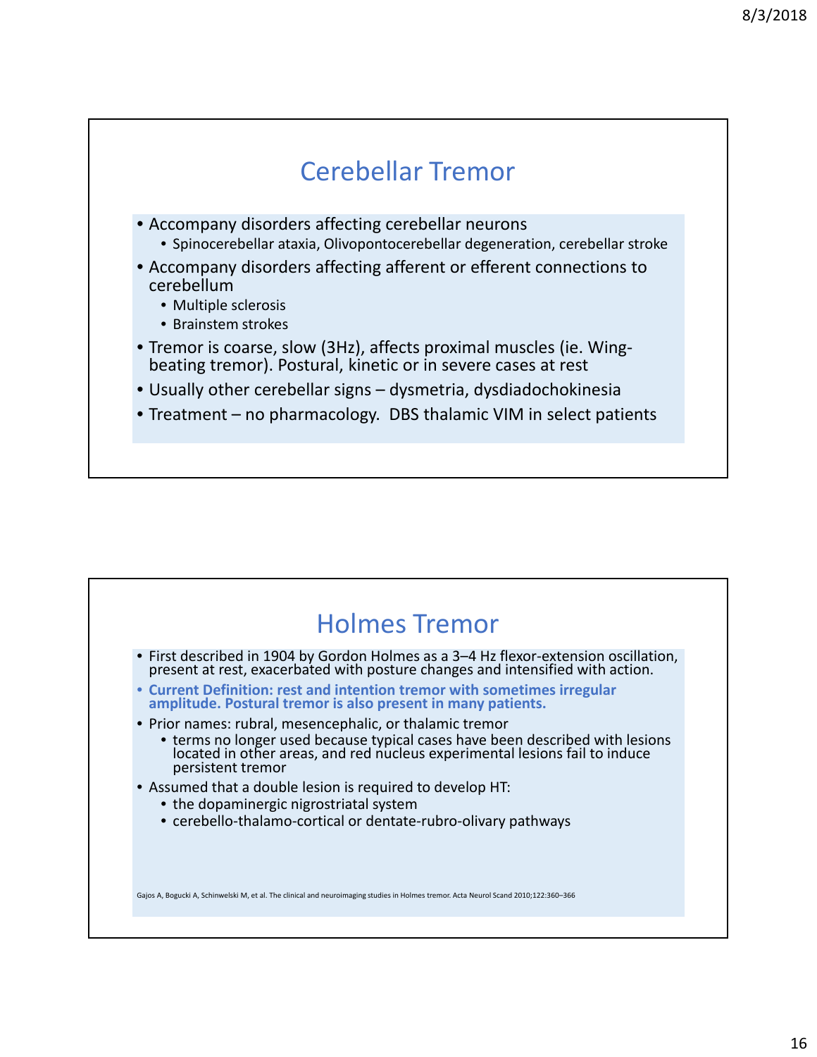## Cerebellar Tremor

- Accompany disorders affecting cerebellar neurons
  - Spinocerebellar ataxia, Olivopontocerebellar degeneration, cerebellar stroke
- Accompany disorders affecting afferent or efferent connections to cerebellum
  - Multiple sclerosis
  - Brainstem strokes
- Tremor is coarse, slow (3Hz), affects proximal muscles (ie. Wing-beating tremor). Postural, kinetic or in severe cases at rest
- Usually other cerebellar signs – dysmetria, dysdiadochokinesia
- Treatment – no pharmacology. DBS thalamic VIM in select patients

## Holmes Tremor

- First described in 1904 by Gordon Holmes as a 3–4 Hz flexor-extension oscillation, present at rest, exacerbated with posture changes and intensified with action.
- **Current Definition: rest and intention tremor with sometimes irregular amplitude. Postural tremor is also present in many patients.**
- Prior names: rubral, mesencephalic, or thalamic tremor
  - terms no longer used because typical cases have been described with lesions located in other areas, and red nucleus experimental lesions fail to induce persistent tremor
- Assumed that a double lesion is required to develop HT:
  - the dopaminergic nigrostriatal system
  - cerebello-thalamo-cortical or dentate-rubro-olivary pathways

Gajos A, Bogucki A, Schinwelski M, et al. The clinical and neuroimaging studies in Holmes tremor. Acta Neurol Scand 2010;122:360–366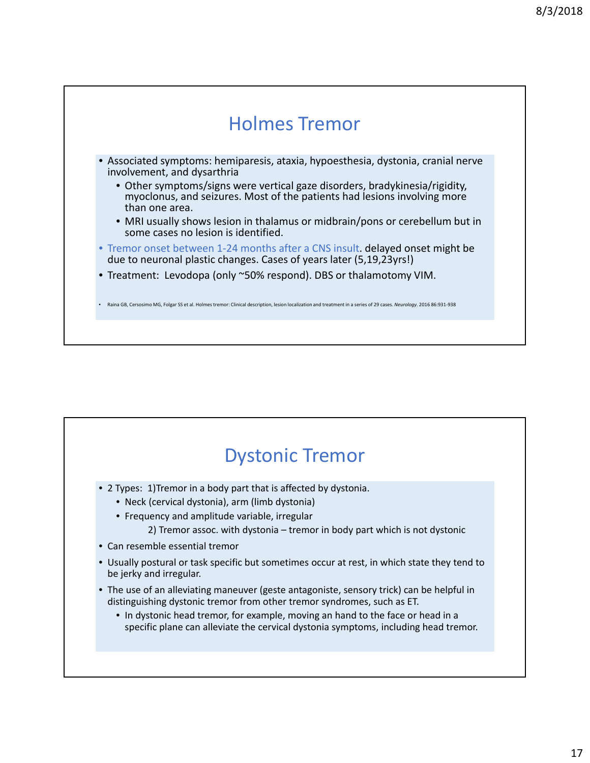## Holmes Tremor

- Associated symptoms: hemiparesis, ataxia, hypoesthesia, dystonia, cranial nerve involvement, and dysarthria
  - Other symptoms/signs were vertical gaze disorders, bradykinesia/rigidity, myoclonus, and seizures. Most of the patients had lesions involving more than one area.
  - MRI usually shows lesion in thalamus or midbrain/pons or cerebellum but in some cases no lesion is identified.
- Tremor onset between 1-24 months after a CNS insult. delayed onset might be due to neuronal plastic changes. Cases of years later (5,19,23yrs!)
- Treatment: Levodopa (only ~50% respond). DBS or thalamotomy VIM.

- Raina GB, Cersosimo MG, Folgar SS et al. Holmes tremor: Clinical description, lesion localization and treatment in a series of 29 cases. *Neurology*. 2016 86:931-938

## Dystonic Tremor

- 2 Types: 1)Tremor in a body part that is affected by dystonia.
  - Neck (cervical dystonia), arm (limb dystonia)
  - Frequency and amplitude variable, irregular

    2) Tremor assoc. with dystonia – tremor in body part which is not dystonic
- Can resemble essential tremor
- Usually postural or task specific but sometimes occur at rest, in which state they tend to be jerky and irregular.
- The use of an alleviating maneuver (geste antagoniste, sensory trick) can be helpful in distinguishing dystonic tremor from other tremor syndromes, such as ET.
  - In dystonic head tremor, for example, moving an hand to the face or head in a specific plane can alleviate the cervical dystonia symptoms, including head tremor.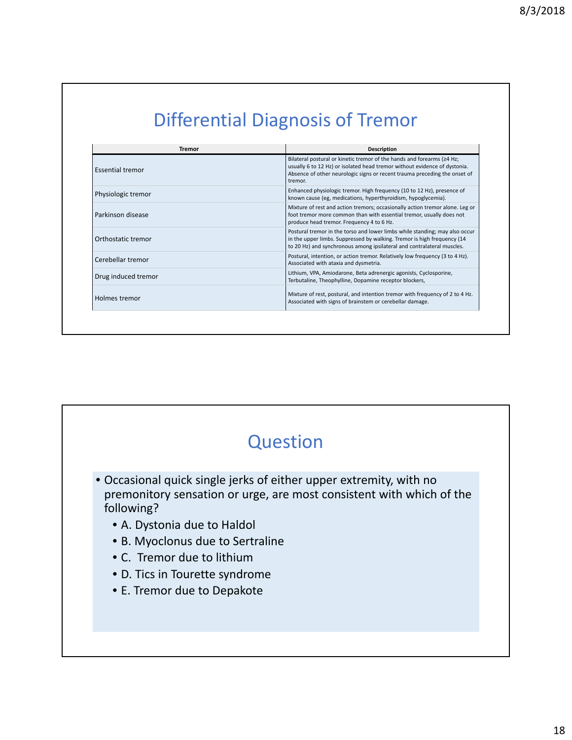# Differential Diagnosis of Tremor

| Tremor | Description |
|---|---|
| Essential tremor | Bilateral postural or kinetic tremor of the hands and forearms (≥4 Hz; usually 6 to 12 Hz) or isolated head tremor without evidence of dystonia. Absence of other neurologic signs or recent trauma preceding the onset of tremor. |
| Physiologic tremor | Enhanced physiologic tremor. High frequency (10 to 12 Hz), presence of known cause (eg, medications, hyperthyroidism, hypoglycemia). |
| Parkinson disease | Mixture of rest and action tremors; occasionally action tremor alone. Leg or foot tremor more common than with essential tremor, usually does not produce head tremor. Frequency 4 to 6 Hz. |
| Orthostatic tremor | Postural tremor in the torso and lower limbs while standing; may also occur in the upper limbs. Suppressed by walking. Tremor is high frequency (14 to 20 Hz) and synchronous among ipsilateral and contralateral muscles. |
| Cerebellar tremor | Postural, intention, or action tremor. Relatively low frequency (3 to 4 Hz). Associated with ataxia and dysmetria. |
| Drug induced tremor | Lithium, VPA, Amiodarone, Beta adrenergic agonists, Cyclosporine, Terbutaline, Theophylline, Dopamine receptor blockers, |
| Holmes tremor | Mixture of rest, postural, and intention tremor with frequency of 2 to 4 Hz. Associated with signs of brainstem or cerebellar damage. |

# Question

- Occasional quick single jerks of either upper extremity, with no premonitory sensation or urge, are most consistent with which of the following?
  - A. Dystonia due to Haldol
  - B. Myoclonus due to Sertraline
  - C. Tremor due to lithium
  - D. Tics in Tourette syndrome
  - E. Tremor due to Depakote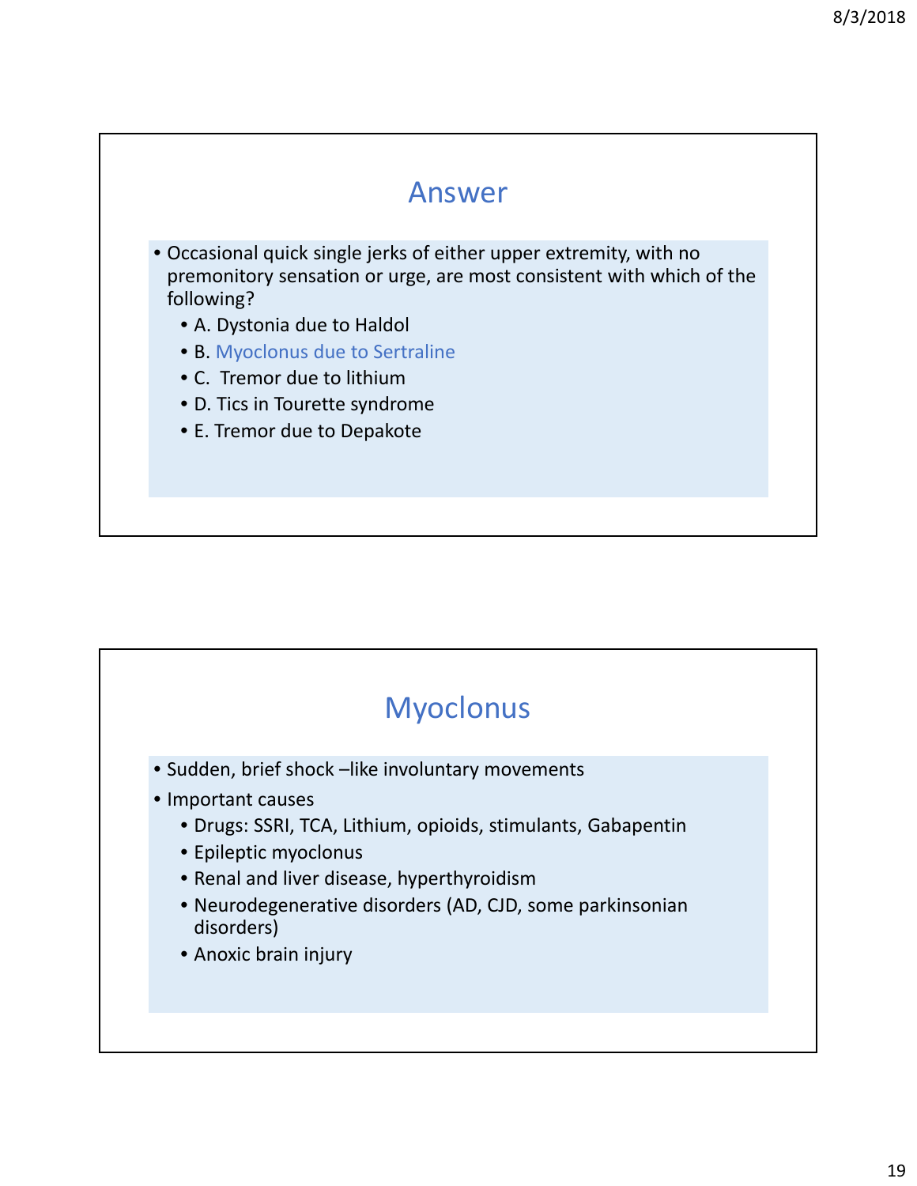## Answer

- Occasional quick single jerks of either upper extremity, with no premonitory sensation or urge, are most consistent with which of the following?
  - A. Dystonia due to Haldol
  - B. Myoclonus due to Sertraline
  - C. Tremor due to lithium
  - D. Tics in Tourette syndrome
  - E. Tremor due to Depakote

## Myoclonus

- Sudden, brief shock –like involuntary movements
- Important causes
  - Drugs: SSRI, TCA, Lithium, opioids, stimulants, Gabapentin
  - Epileptic myoclonus
  - Renal and liver disease, hyperthyroidism
  - Neurodegenerative disorders (AD, CJD, some parkinsonian disorders)
  - Anoxic brain injury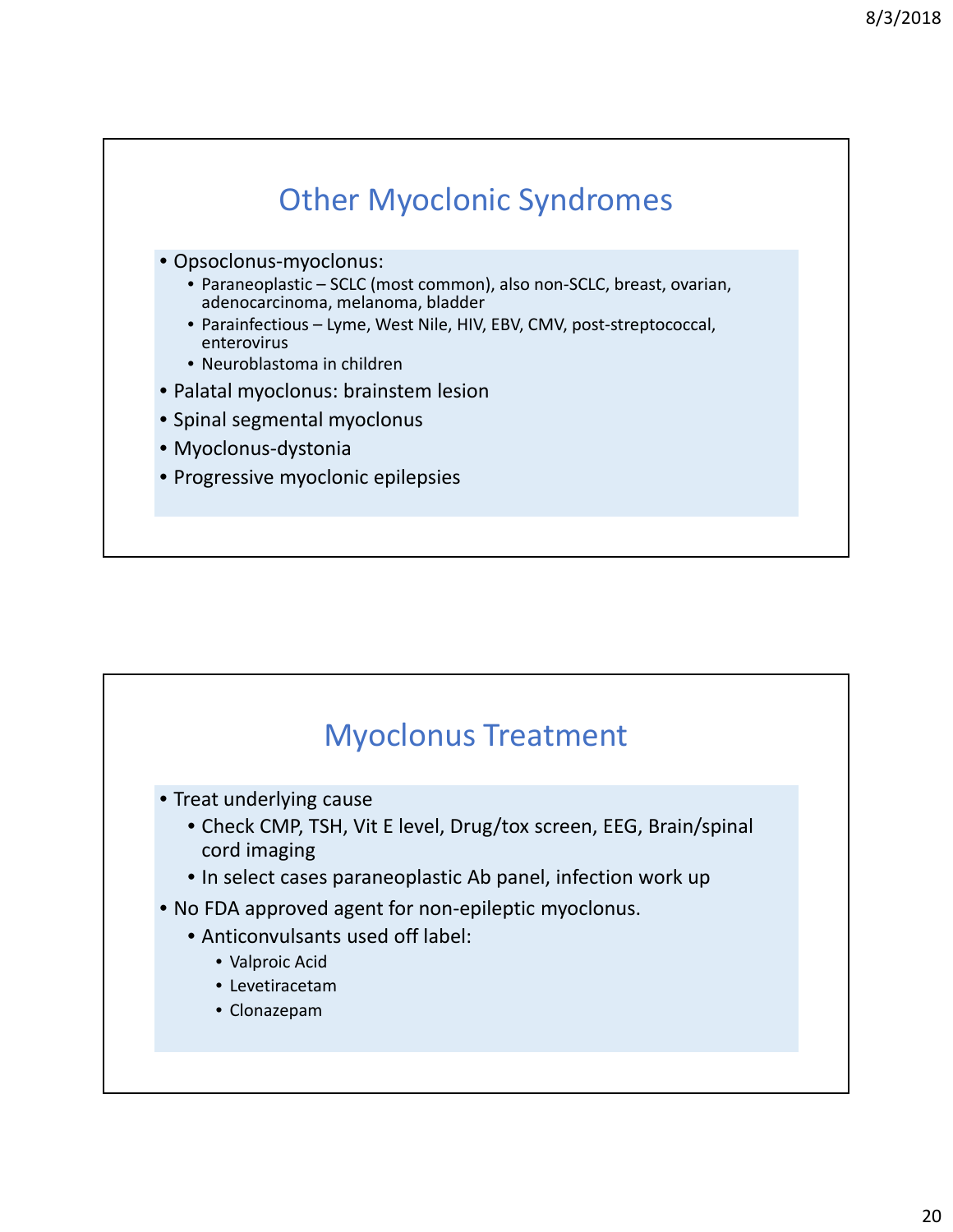## Other Myoclonic Syndromes

- Opsoclonus-myoclonus:
  - Paraneoplastic – SCLC (most common), also non-SCLC, breast, ovarian, adenocarcinoma, melanoma, bladder
  - Parainfectious – Lyme, West Nile, HIV, EBV, CMV, post-streptococcal, enterovirus
  - Neuroblastoma in children
- Palatal myoclonus: brainstem lesion
- Spinal segmental myoclonus
- Myoclonus-dystonia
- Progressive myoclonic epilepsies

## Myoclonus Treatment

- Treat underlying cause
  - Check CMP, TSH, Vit E level, Drug/tox screen, EEG, Brain/spinal cord imaging
  - In select cases paraneoplastic Ab panel, infection work up
- No FDA approved agent for non-epileptic myoclonus.
  - Anticonvulsants used off label:
    - Valproic Acid
    - Levetiracetam
    - Clonazepam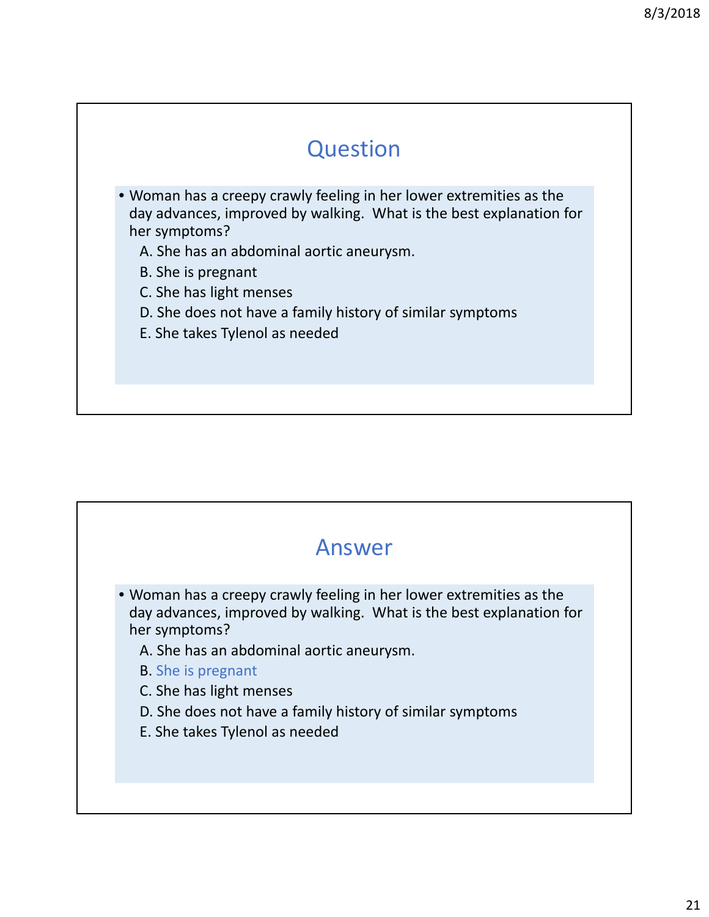## Question

- Woman has a creepy crawly feeling in her lower extremities as the day advances, improved by walking. What is the best explanation for her symptoms?
  - A. She has an abdominal aortic aneurysm.
  - B. She is pregnant
  - C. She has light menses
  - D. She does not have a family history of similar symptoms
  - E. She takes Tylenol as needed

## Answer

- Woman has a creepy crawly feeling in her lower extremities as the day advances, improved by walking. What is the best explanation for her symptoms?
  - A. She has an abdominal aortic aneurysm.
  - B. She is pregnant
  - C. She has light menses
  - D. She does not have a family history of similar symptoms
  - E. She takes Tylenol as needed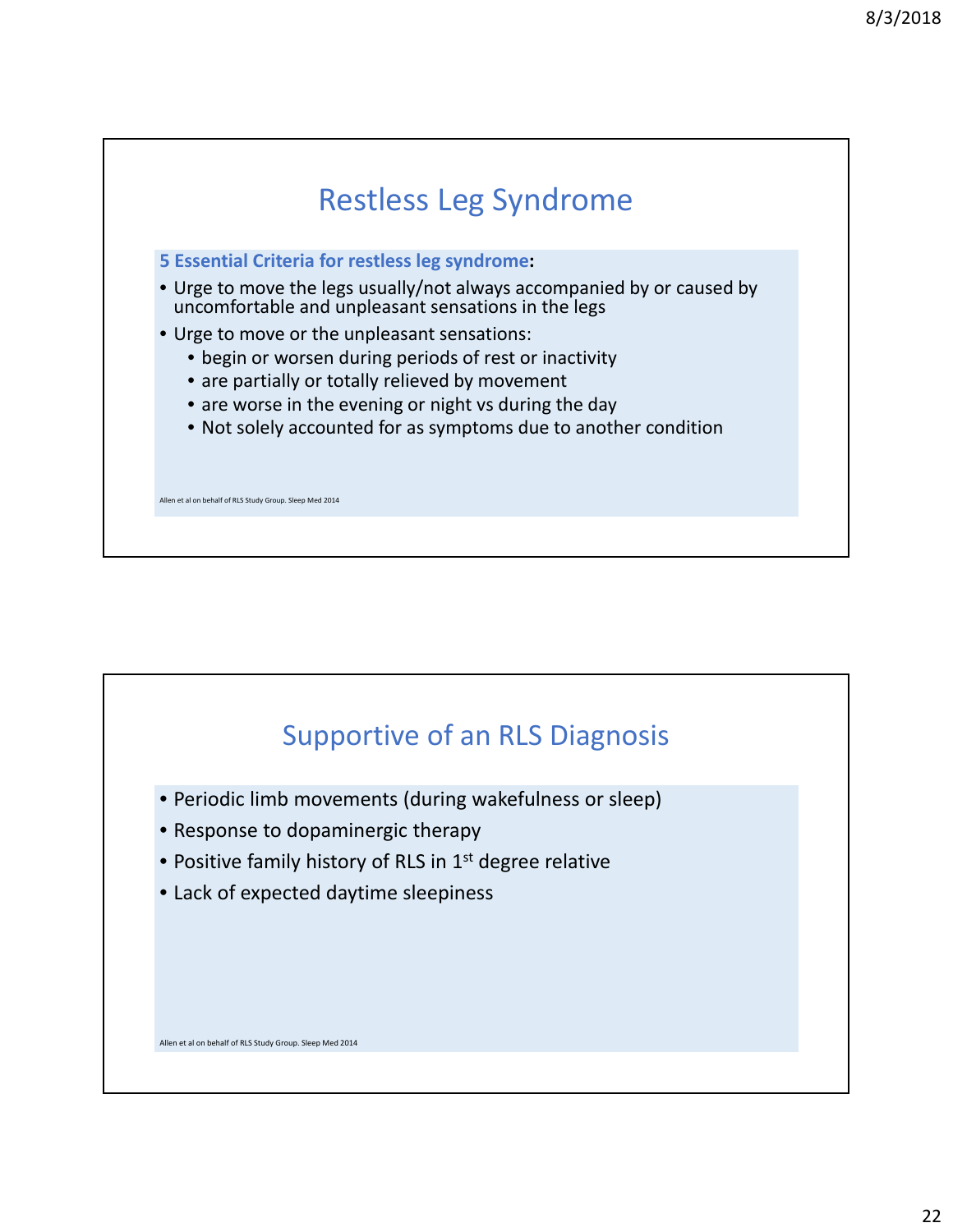## Restless Leg Syndrome

**5 Essential Criteria for restless leg syndrome:**

- Urge to move the legs usually/not always accompanied by or caused by uncomfortable and unpleasant sensations in the legs
- Urge to move or the unpleasant sensations:
  - begin or worsen during periods of rest or inactivity
  - are partially or totally relieved by movement
  - are worse in the evening or night vs during the day
  - Not solely accounted for as symptoms due to another condition

Allen et al on behalf of RLS Study Group. Sleep Med 2014

## Supportive of an RLS Diagnosis

- Periodic limb movements (during wakefulness or sleep)
- Response to dopaminergic therapy
- Positive family history of RLS in 1st degree relative
- Lack of expected daytime sleepiness

Allen et al on behalf of RLS Study Group. Sleep Med 2014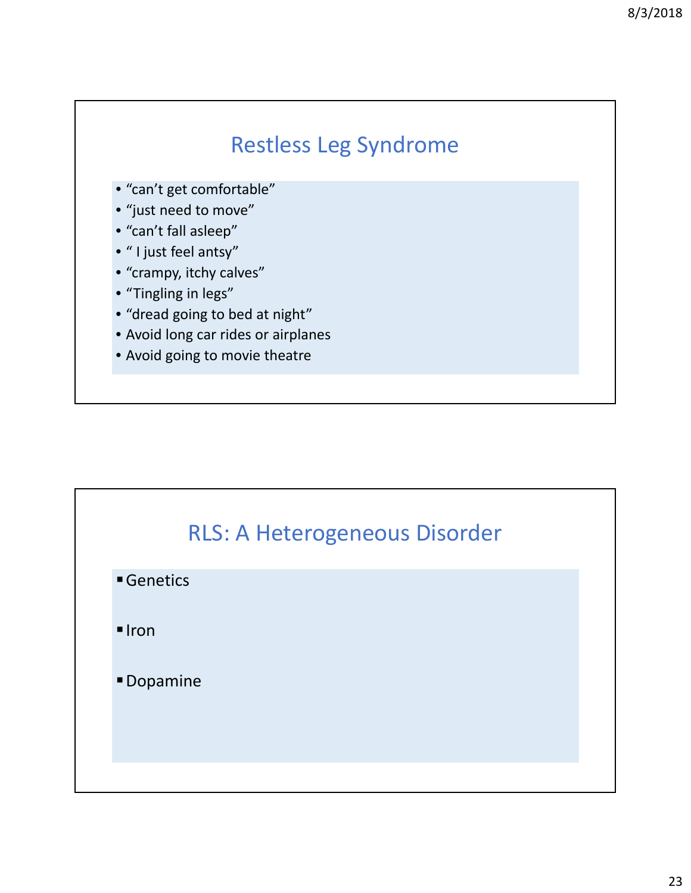## Restless Leg Syndrome

- “can’t get comfortable”
- “just need to move”
- “can’t fall asleep”
- “ I just feel antsy”
- “crampy, itchy calves”
- “Tingling in legs”
- “dread going to bed at night”
- Avoid long car rides or airplanes
- Avoid going to movie theatre

## RLS: A Heterogeneous Disorder

- Genetics
- Iron
- Dopamine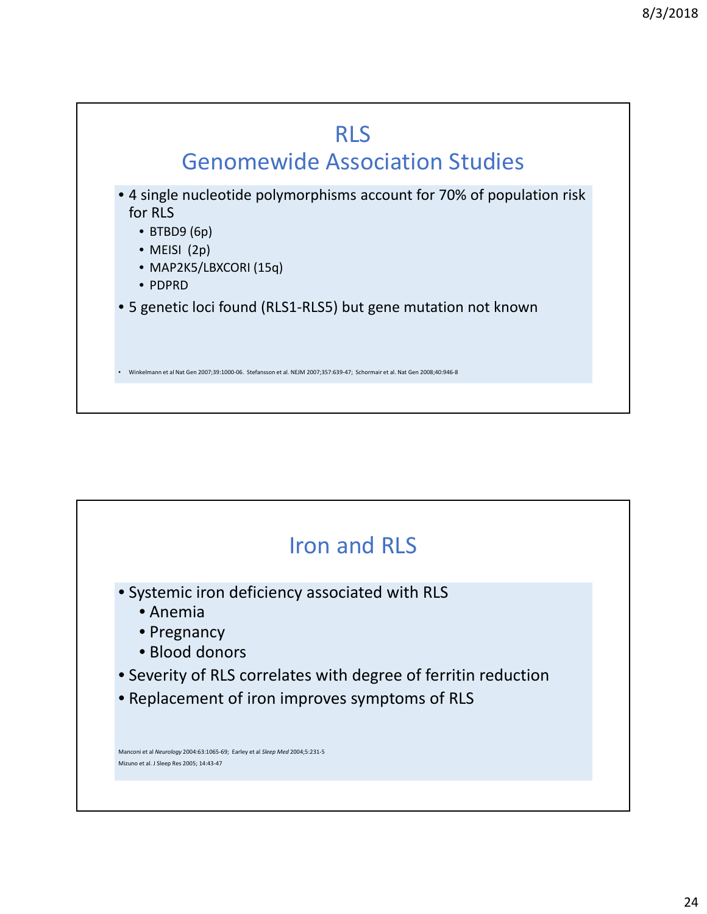# RLS
## Genomewide Association Studies

- 4 single nucleotide polymorphisms account for 70% of population risk for RLS
  - BTBD9 (6p)
  - MEISI (2p)
  - MAP2K5/LBXCORI (15q)
  - PDPRD
- 5 genetic loci found (RLS1-RLS5) but gene mutation not known

- Winkelmann et al Nat Gen 2007;39:1000-06. Stefansson et al. NEJM 2007;357:639-47; Schormair et al. Nat Gen 2008;40:946-8

# Iron and RLS

- Systemic iron deficiency associated with RLS
  - Anemia
  - Pregnancy
  - Blood donors
- Severity of RLS correlates with degree of ferritin reduction
- Replacement of iron improves symptoms of RLS

Manconi et al *Neurology* 2004:63:1065-69; Earley et al *Sleep Med* 2004;5:231-5
Mizuno et al. J Sleep Res 2005; 14:43-47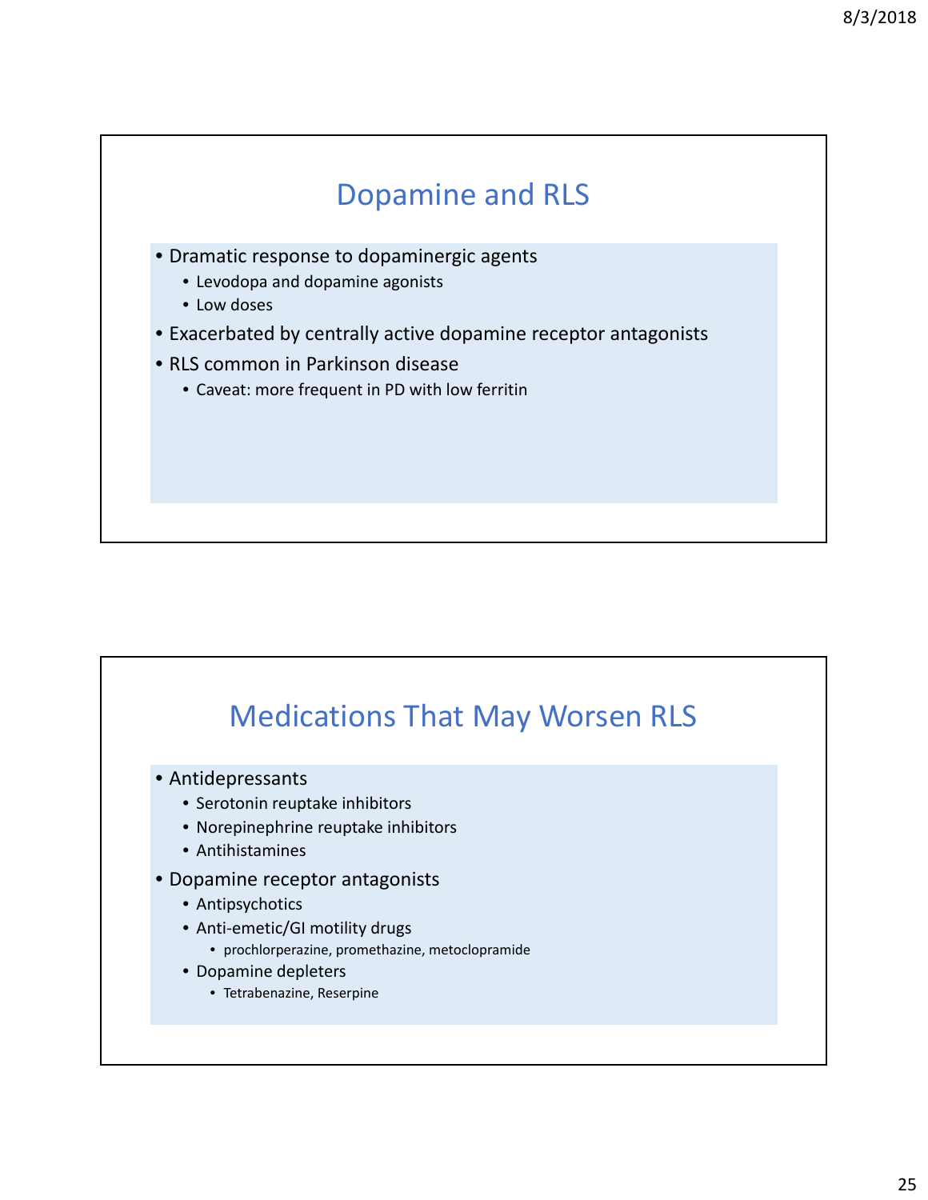## Dopamine and RLS

- Dramatic response to dopaminergic agents
  - Levodopa and dopamine agonists
  - Low doses
- Exacerbated by centrally active dopamine receptor antagonists
- RLS common in Parkinson disease
  - Caveat: more frequent in PD with low ferritin

## Medications That May Worsen RLS

- Antidepressants
  - Serotonin reuptake inhibitors
  - Norepinephrine reuptake inhibitors
  - Antihistamines
- Dopamine receptor antagonists
  - Antipsychotics
  - Anti-emetic/GI motility drugs
    - prochlorperazine, promethazine, metoclopramide
  - Dopamine depleters
    - Tetrabenazine, Reserpine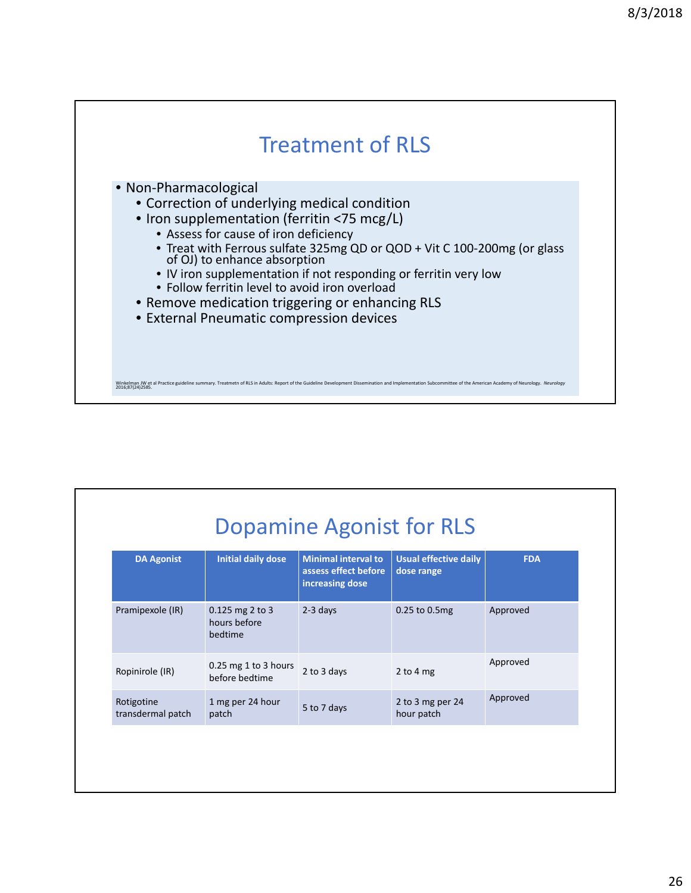# Treatment of RLS

- Non-Pharmacological
  - Correction of underlying medical condition
  - Iron supplementation (ferritin <75 mcg/L)
    - Assess for cause of iron deficiency
    - Treat with Ferrous sulfate 325mg QD or QOD + Vit C 100-200mg (or glass of OJ) to enhance absorption
    - IV iron supplementation if not responding or ferritin very low
    - Follow ferritin level to avoid iron overload
  - Remove medication triggering or enhancing RLS
  - External Pneumatic compression devices

Winkelman JW et al Practice guideline summary. Treatmetn of RLS in Adults: Report of the Guideline Development Dissemination and Implementation Subcommittee of the American Academy of Neurology. *Neurology* 2016;87(24)2585.

# Dopamine Agonist for RLS

| DA Agonist | Initial daily dose | Minimal interval to assess effect before increasing dose | Usual effective daily dose range | FDA |
|---|---|---|---|---|
| Pramipexole (IR) | 0.125 mg 2 to 3 hours before bedtime | 2-3 days | 0.25 to 0.5mg | Approved |
| Ropinirole (IR) | 0.25 mg 1 to 3 hours before bedtime | 2 to 3 days | 2 to 4 mg | Approved |
| Rotigotine transdermal patch | 1 mg per 24 hour patch | 5 to 7 days | 2 to 3 mg per 24 hour patch | Approved |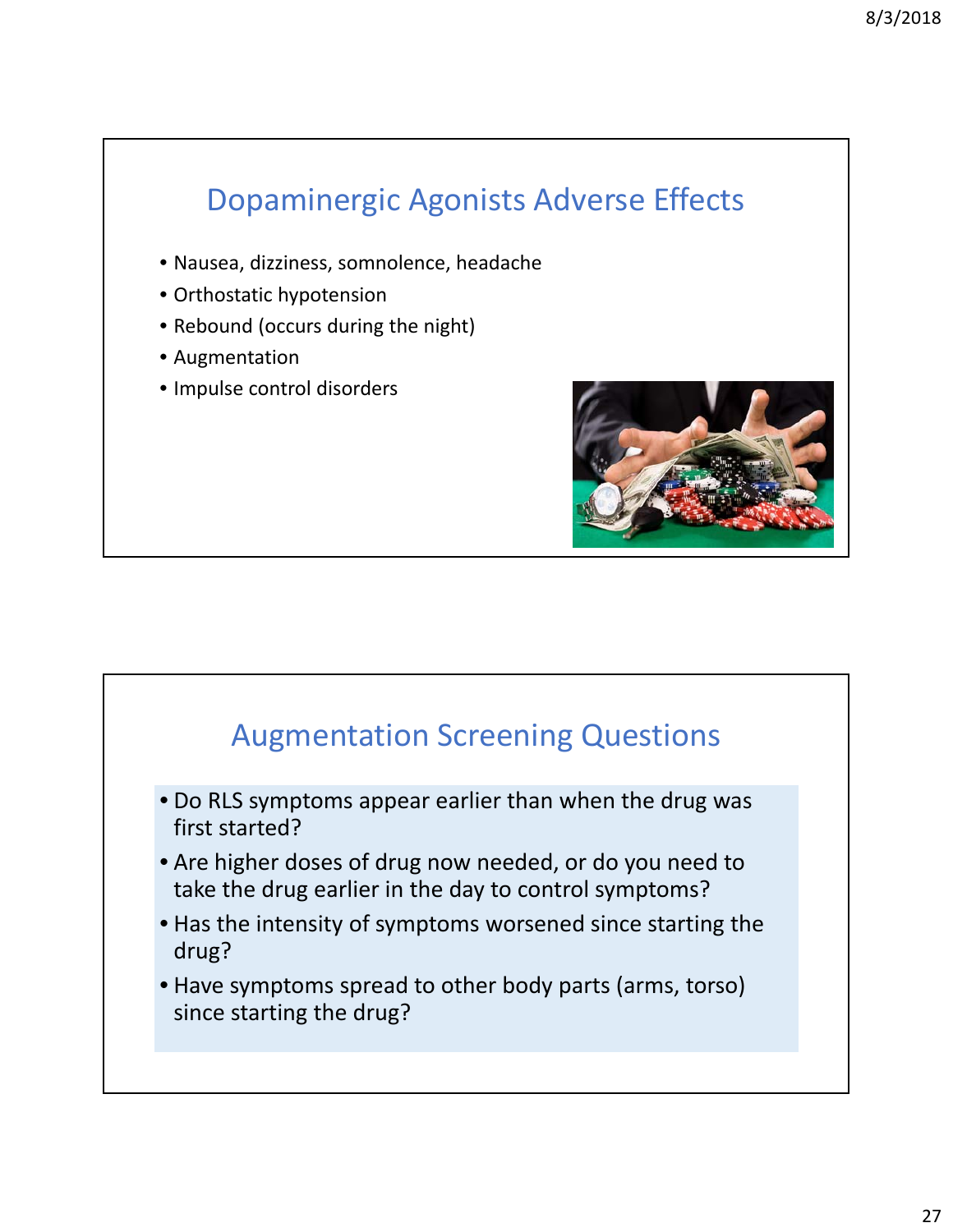## Dopaminergic Agonists Adverse Effects

- Nausea, dizziness, somnolence, headache
- Orthostatic hypotension
- Rebound (occurs during the night)
- Augmentation
- Impulse control disorders

## Augmentation Screening Questions

- Do RLS symptoms appear earlier than when the drug was first started?
- Are higher doses of drug now needed, or do you need to take the drug earlier in the day to control symptoms?
- Has the intensity of symptoms worsened since starting the drug?
- Have symptoms spread to other body parts (arms, torso) since starting the drug?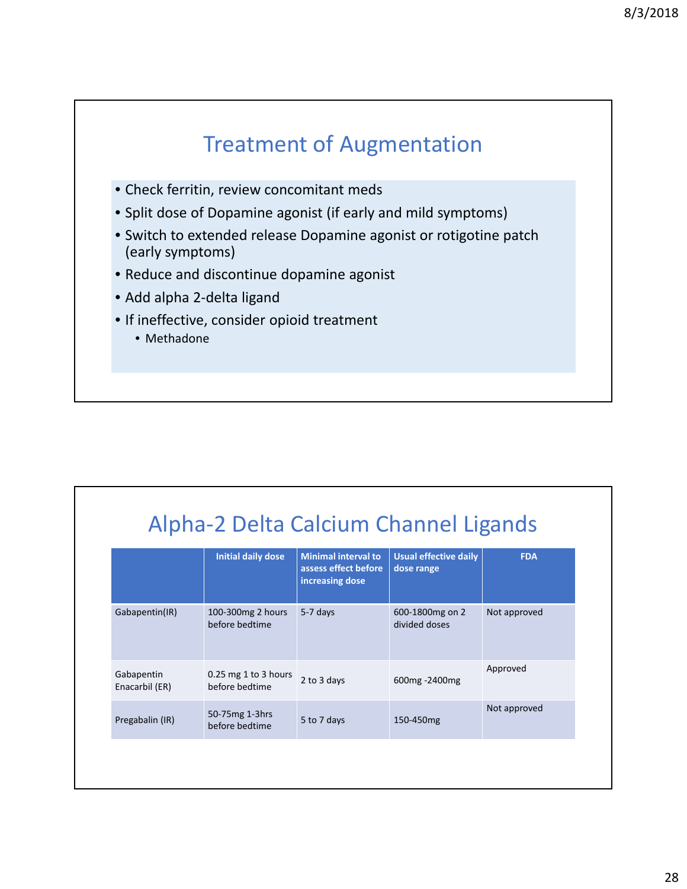## Treatment of Augmentation

- Check ferritin, review concomitant meds
- Split dose of Dopamine agonist (if early and mild symptoms)
- Switch to extended release Dopamine agonist or rotigotine patch (early symptoms)
- Reduce and discontinue dopamine agonist
- Add alpha 2-delta ligand
- If ineffective, consider opioid treatment
  - Methadone

## Alpha-2 Delta Calcium Channel Ligands

| | Initial daily dose | Minimal interval to assess effect before increasing dose | Usual effective daily dose range | FDA |
|---|---|---|---|---|
| Gabapentin(IR) | 100-300mg 2 hours before bedtime | 5-7 days | 600-1800mg on 2 divided doses | Not approved |
| Gabapentin Enacarbil (ER) | 0.25 mg 1 to 3 hours before bedtime | 2 to 3 days | 600mg -2400mg | Approved |
| Pregabalin (IR) | 50-75mg 1-3hrs before bedtime | 5 to 7 days | 150-450mg | Not approved |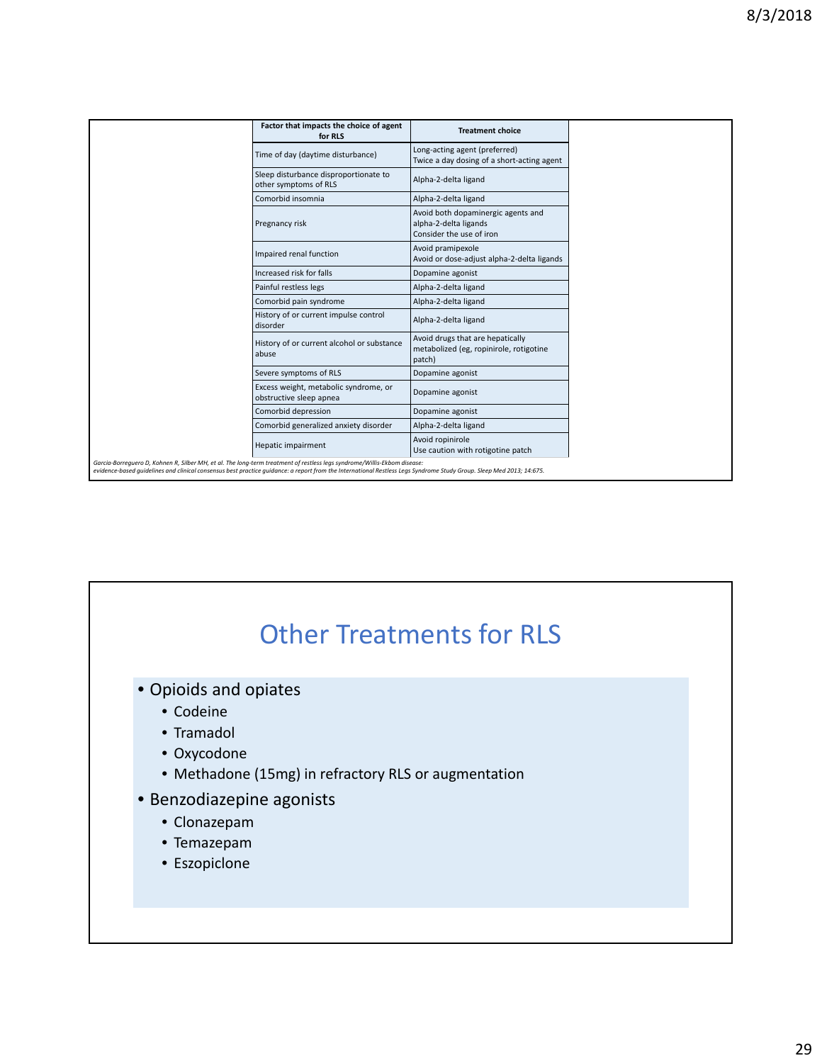| Factor that impacts the choice of agent for RLS | Treatment choice |
|---|---|
| Time of day (daytime disturbance) | Long-acting agent (preferred)<br>Twice a day dosing of a short-acting agent |
| Sleep disturbance disproportionate to other symptoms of RLS | Alpha-2-delta ligand |
| Comorbid insomnia | Alpha-2-delta ligand |
| Pregnancy risk | Avoid both dopaminergic agents and alpha-2-delta ligands<br>Consider the use of iron |
| Impaired renal function | Avoid pramipexole<br>Avoid or dose-adjust alpha-2-delta ligands |
| Increased risk for falls | Dopamine agonist |
| Painful restless legs | Alpha-2-delta ligand |
| Comorbid pain syndrome | Alpha-2-delta ligand |
| History of or current impulse control disorder | Alpha-2-delta ligand |
| History of or current alcohol or substance abuse | Avoid drugs that are hepatically metabolized (eg, ropinirole, rotigotine patch) |
| Severe symptoms of RLS | Dopamine agonist |
| Excess weight, metabolic syndrome, or obstructive sleep apnea | Dopamine agonist |
| Comorbid depression | Dopamine agonist |
| Comorbid generalized anxiety disorder | Alpha-2-delta ligand |
| Hepatic impairment | Avoid ropinirole<br>Use caution with rotigotine patch |

*Garcia-Borreguero D, Kohnen R, Silber MH, et al. The long-term treatment of restless legs syndrome/Willis-Ekbom disease: evidence-based guidelines and clinical consensus best practice guidance: a report from the International Restless Legs Syndrome Study Group. Sleep Med 2013; 14:675.*

# Other Treatments for RLS

- Opioids and opiates
  - Codeine
  - Tramadol
  - Oxycodone
  - Methadone (15mg) in refractory RLS or augmentation
- Benzodiazepine agonists
  - Clonazepam
  - Temazepam
  - Eszopiclone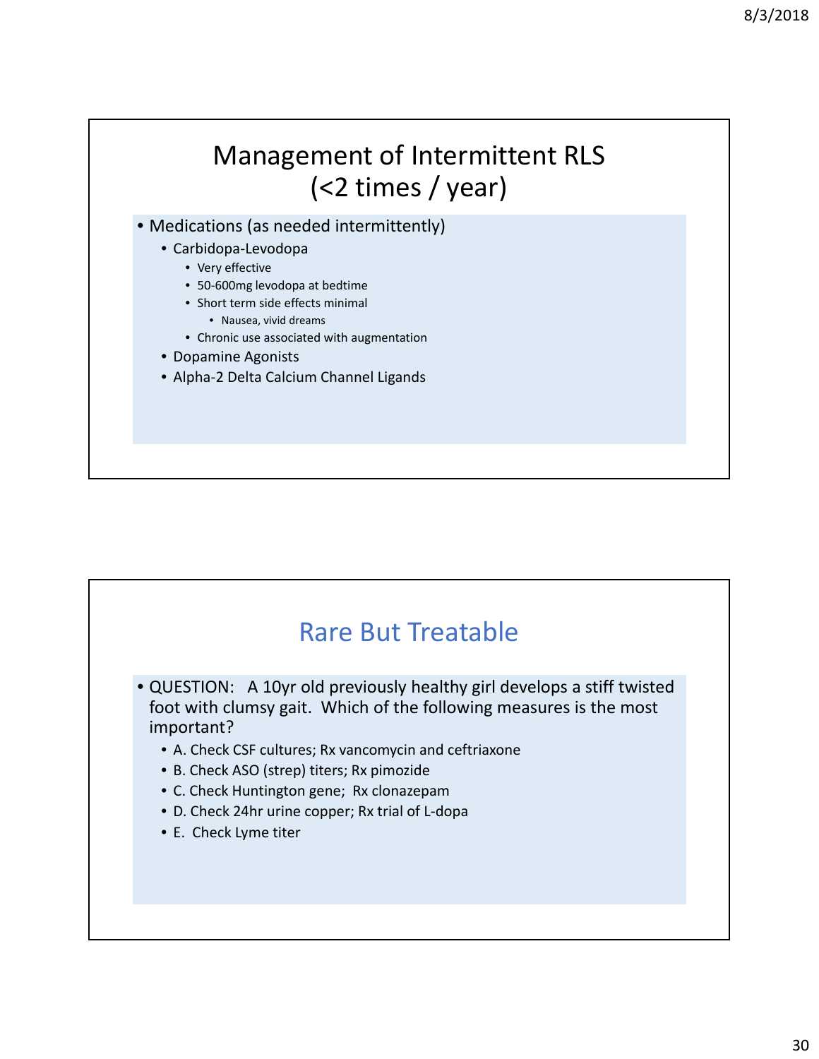# Management of Intermittent RLS (<2 times / year)

- Medications (as needed intermittently)
  - Carbidopa-Levodopa
    - Very effective
    - 50-600mg levodopa at bedtime
    - Short term side effects minimal
      - Nausea, vivid dreams
    - Chronic use associated with augmentation
  - Dopamine Agonists
  - Alpha-2 Delta Calcium Channel Ligands

# Rare But Treatable

- QUESTION: A 10yr old previously healthy girl develops a stiff twisted foot with clumsy gait. Which of the following measures is the most important?
  - A. Check CSF cultures; Rx vancomycin and ceftriaxone
  - B. Check ASO (strep) titers; Rx pimozide
  - C. Check Huntington gene; Rx clonazepam
  - D. Check 24hr urine copper; Rx trial of L-dopa
  - E. Check Lyme titer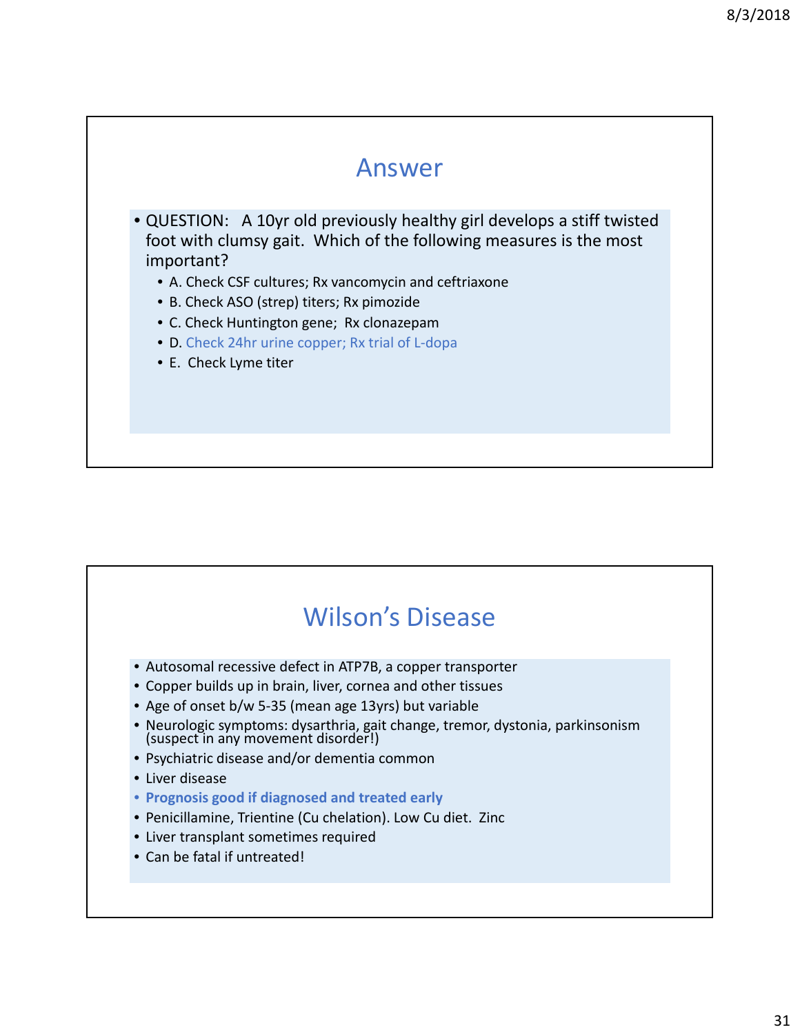## Answer

- QUESTION: A 10yr old previously healthy girl develops a stiff twisted foot with clumsy gait. Which of the following measures is the most important?
  - A. Check CSF cultures; Rx vancomycin and ceftriaxone
  - B. Check ASO (strep) titers; Rx pimozide
  - C. Check Huntington gene; Rx clonazepam
  - D. Check 24hr urine copper; Rx trial of L-dopa
  - E. Check Lyme titer

## Wilson's Disease

- Autosomal recessive defect in ATP7B, a copper transporter
- Copper builds up in brain, liver, cornea and other tissues
- Age of onset b/w 5-35 (mean age 13yrs) but variable
- Neurologic symptoms: dysarthria, gait change, tremor, dystonia, parkinsonism (suspect in any movement disorder!)
- Psychiatric disease and/or dementia common
- Liver disease
- **Prognosis good if diagnosed and treated early**
- Penicillamine, Trientine (Cu chelation). Low Cu diet. Zinc
- Liver transplant sometimes required
- Can be fatal if untreated!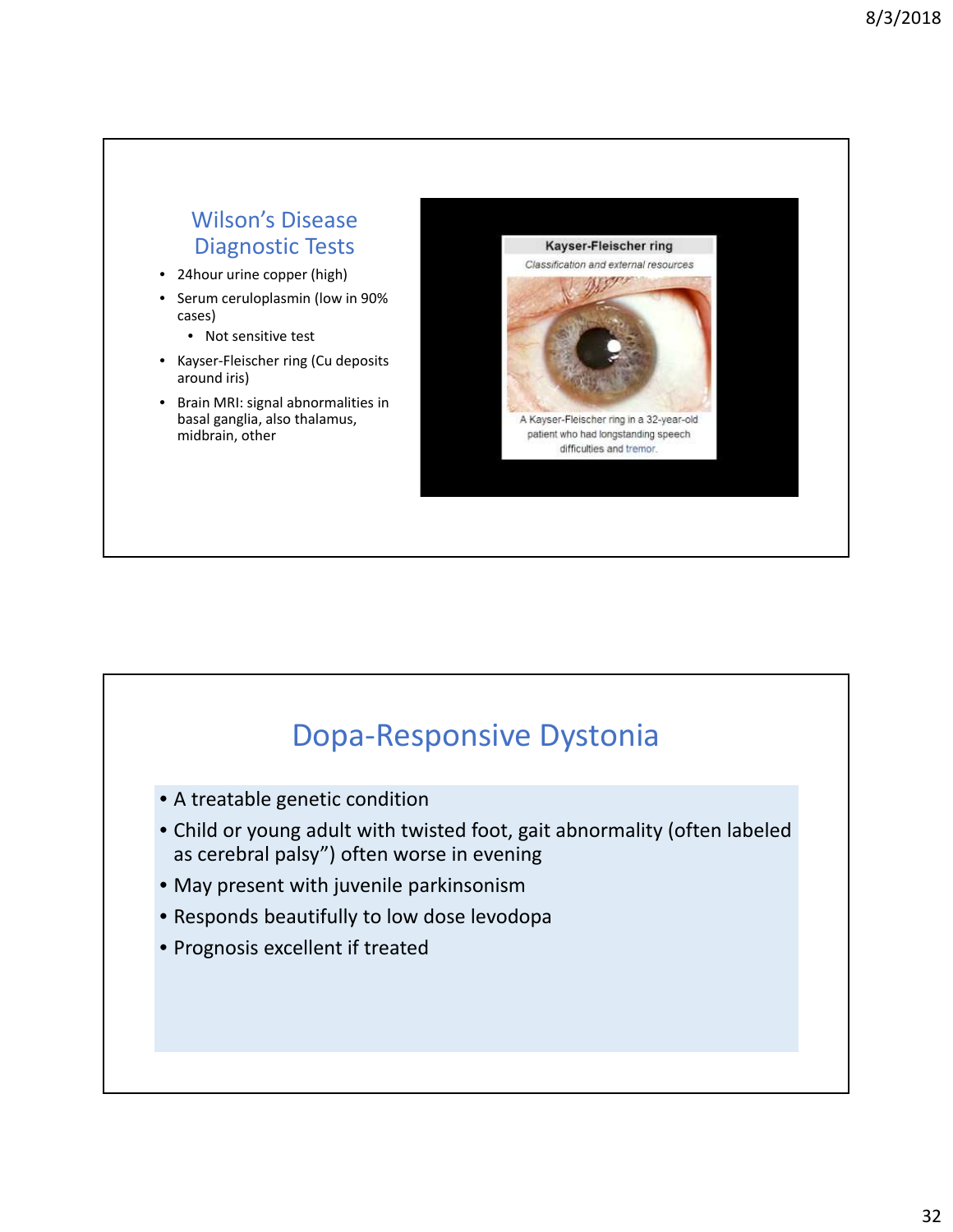## Wilson's Disease Diagnostic Tests

- 24hour urine copper (high)
- Serum ceruloplasmin (low in 90% cases)
  - Not sensitive test
- Kayser-Fleischer ring (Cu deposits around iris)
- Brain MRI: signal abnormalities in basal ganglia, also thalamus, midbrain, other

**Kayser-Fleischer ring**

*Classification and external resources*

A Kayser-Fleischer ring in a 32-year-old patient who had longstanding speech difficulties and tremor.

## Dopa-Responsive Dystonia

- A treatable genetic condition
- Child or young adult with twisted foot, gait abnormality (often labeled as cerebral palsy") often worse in evening
- May present with juvenile parkinsonism
- Responds beautifully to low dose levodopa
- Prognosis excellent if treated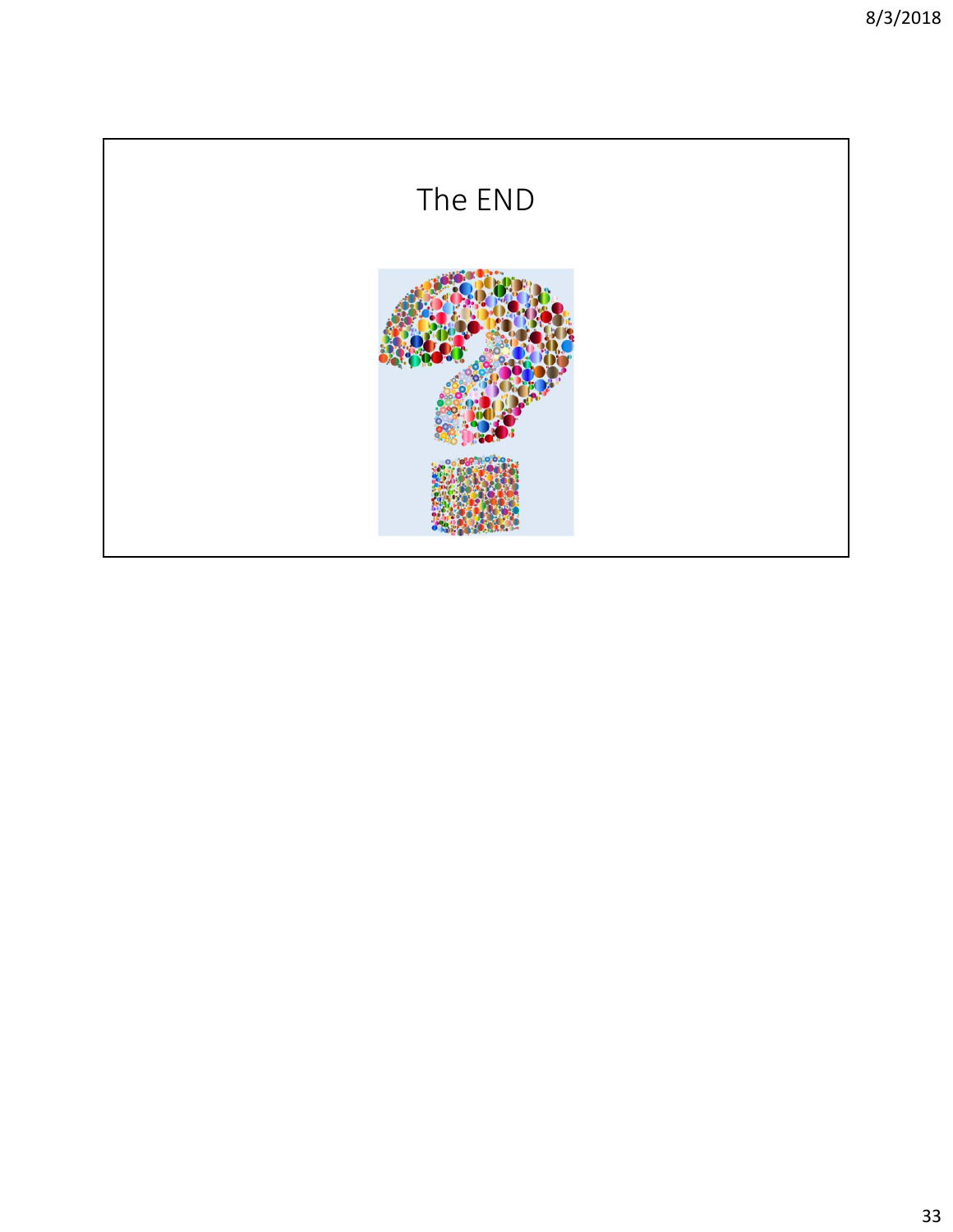# The END